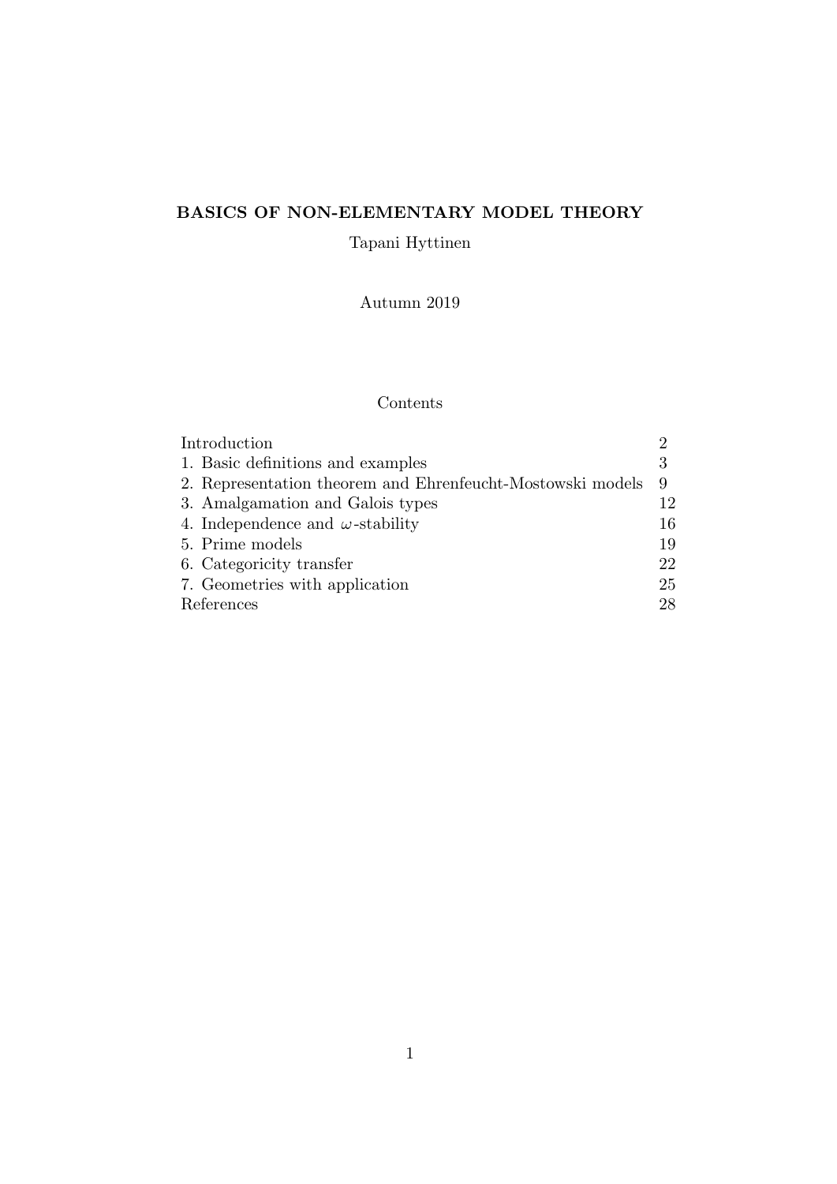# BASICS OF NON-ELEMENTARY MODEL THEORY

Tapani Hyttinen

Autumn 2019

## Contents

| | |
|---|---|
| Introduction | 2 |
| 1. Basic definitions and examples | 3 |
| 2. Representation theorem and Ehrenfeucht-Mostowski models | 9 |
| 3. Amalgamation and Galois types | 12 |
| 4. Independence and $\omega$-stability | 16 |
| 5. Prime models | 19 |
| 6. Categoricity transfer | 22 |
| 7. Geometries with application | 25 |
| References | 28 |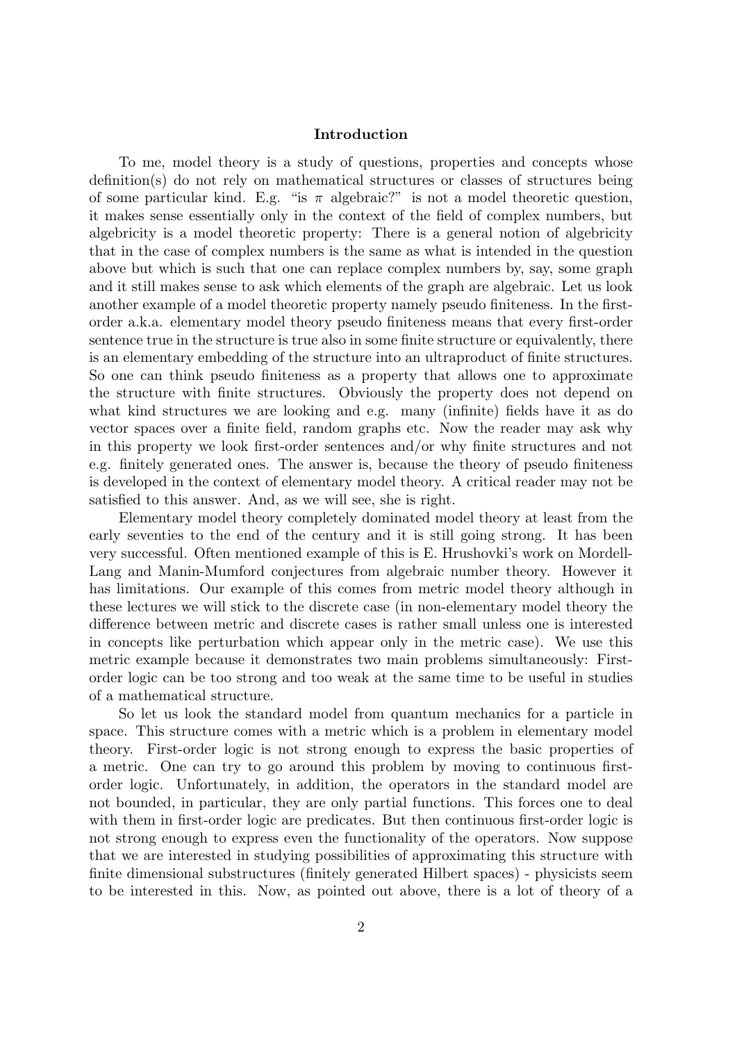# Introduction

To me, model theory is a study of questions, properties and concepts whose definition(s) do not rely on mathematical structures or classes of structures being of some particular kind. E.g. "is $\pi$ algebraic?" is not a model theoretic question, it makes sense essentially only in the context of the field of complex numbers, but algebricity is a model theoretic property: There is a general notion of algebricity that in the case of complex numbers is the same as what is intended in the question above but which is such that one can replace complex numbers by, say, some graph and it still makes sense to ask which elements of the graph are algebraic. Let us look another example of a model theoretic property namely pseudo finiteness. In the first-order a.k.a. elementary model theory pseudo finiteness means that every first-order sentence true in the structure is true also in some finite structure or equivalently, there is an elementary embedding of the structure into an ultraproduct of finite structures. So one can think pseudo finiteness as a property that allows one to approximate the structure with finite structures. Obviously the property does not depend on what kind structures we are looking and e.g. many (infinite) fields have it as do vector spaces over a finite field, random graphs etc. Now the reader may ask why in this property we look first-order sentences and/or why finite structures and not e.g. finitely generated ones. The answer is, because the theory of pseudo finiteness is developed in the context of elementary model theory. A critical reader may not be satisfied to this answer. And, as we will see, she is right.

Elementary model theory completely dominated model theory at least from the early seventies to the end of the century and it is still going strong. It has been very successful. Often mentioned example of this is E. Hrushovki's work on Mordell-Lang and Manin-Mumford conjectures from algebraic number theory. However it has limitations. Our example of this comes from metric model theory although in these lectures we will stick to the discrete case (in non-elementary model theory the difference between metric and discrete cases is rather small unless one is interested in concepts like perturbation which appear only in the metric case). We use this metric example because it demonstrates two main problems simultaneously: First-order logic can be too strong and too weak at the same time to be useful in studies of a mathematical structure.

So let us look the standard model from quantum mechanics for a particle in space. This structure comes with a metric which is a problem in elementary model theory. First-order logic is not strong enough to express the basic properties of a metric. One can try to go around this problem by moving to continuous first-order logic. Unfortunately, in addition, the operators in the standard model are not bounded, in particular, they are only partial functions. This forces one to deal with them in first-order logic are predicates. But then continuous first-order logic is not strong enough to express even the functionality of the operators. Now suppose that we are interested in studying possibilities of approximating this structure with finite dimensional substructures (finitely generated Hilbert spaces) - physicists seem to be interested in this. Now, as pointed out above, there is a lot of theory of a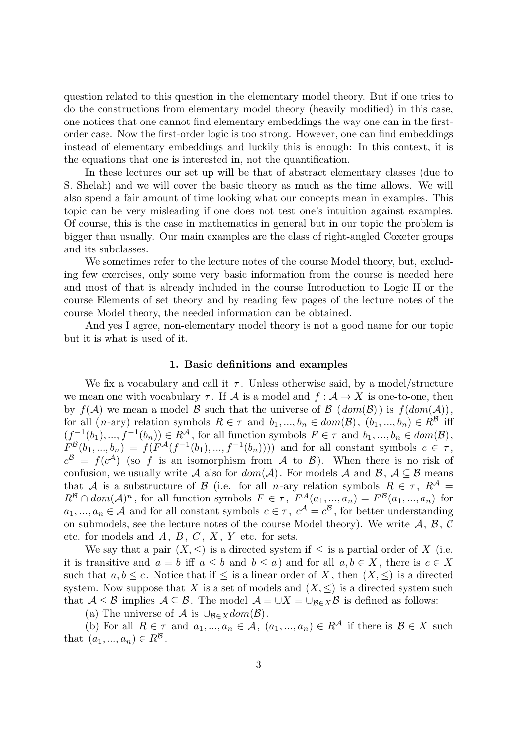question related to this question in the elementary model theory. But if one tries to do the constructions from elementary model theory (heavily modified) in this case, one notices that one cannot find elementary embeddings the way one can in the first-order case. Now the first-order logic is too strong. However, one can find embeddings instead of elementary embeddings and luckily this is enough: In this context, it is the equations that one is interested in, not the quantification.

In these lectures our set up will be that of abstract elementary classes (due to S. Shelah) and we will cover the basic theory as much as the time allows. We will also spend a fair amount of time looking what our concepts mean in examples. This topic can be very misleading if one does not test one's intuition against examples. Of course, this is the case in mathematics in general but in our topic the problem is bigger than usually. Our main examples are the class of right-angled Coxeter groups and its subclasses.

We sometimes refer to the lecture notes of the course Model theory, but, excluding few exercises, only some very basic information from the course is needed here and most of that is already included in the course Introduction to Logic II or the course Elements of set theory and by reading few pages of the lecture notes of the course Model theory, the needed information can be obtained.

And yes I agree, non-elementary model theory is not a good name for our topic but it is what is used of it.

## 1. Basic definitions and examples

We fix a vocabulary and call it $\tau$. Unless otherwise said, by a model/structure we mean one with vocabulary $\tau$. If $\mathcal{A}$ is a model and $f : \mathcal{A} \to X$ is one-to-one, then by $f(\mathcal{A})$ we mean a model $\mathcal{B}$ such that the universe of $\mathcal{B}$ ($dom(\mathcal{B})$) is $f(dom(\mathcal{A}))$, for all ($n$-ary) relation symbols $R \in \tau$ and $b_1, ..., b_n \in dom(\mathcal{B})$, $(b_1, ..., b_n) \in R^{\mathcal{B}}$ iff $(f^{-1}(b_1), ..., f^{-1}(b_n)) \in R^{\mathcal{A}}$, for all function symbols $F \in \tau$ and $b_1, ..., b_n \in dom(\mathcal{B})$, $F^{\mathcal{B}}(b_1, ..., b_n) = f(F^{\mathcal{A}}(f^{-1}(b_1), ..., f^{-1}(b_n)))$ and for all constant symbols $c \in \tau$, $c^{\mathcal{B}} = f(c^{\mathcal{A}})$ (so $f$ is an isomorphism from $\mathcal{A}$ to $\mathcal{B}$). When there is no risk of confusion, we usually write $\mathcal{A}$ also for $dom(\mathcal{A})$. For models $\mathcal{A}$ and $\mathcal{B}$, $\mathcal{A} \subseteq \mathcal{B}$ means that $\mathcal{A}$ is a substructure of $\mathcal{B}$ (i.e. for all $n$-ary relation symbols $R \in \tau$, $R^{\mathcal{A}} = R^{\mathcal{B}} \cap dom(\mathcal{A})^n$, for all function symbols $F \in \tau$, $F^{\mathcal{A}}(a_1, ..., a_n) = F^{\mathcal{B}}(a_1, ..., a_n)$ for $a_1, ..., a_n \in \mathcal{A}$ and for all constant symbols $c \in \tau$, $c^{\mathcal{A}} = c^{\mathcal{B}}$, for better understanding on submodels, see the lecture notes of the course Model theory). We write $\mathcal{A}$, $\mathcal{B}$, $\mathcal{C}$ etc. for models and $A$, $B$, $C$, $X$, $Y$ etc. for sets.

We say that a pair $(X, \leq)$ is a directed system if $\leq$ is a partial order of $X$ (i.e. it is transitive and $a = b$ iff $a \leq b$ and $b \leq a$) and for all $a, b \in X$, there is $c \in X$ such that $a, b \leq c$. Notice that if $\leq$ is a linear order of $X$, then $(X, \leq)$ is a directed system. Now suppose that $X$ is a set of models and $(X, \leq)$ is a directed system such that $\mathcal{A} \leq \mathcal{B}$ implies $\mathcal{A} \subseteq \mathcal{B}$. The model $\mathcal{A} = \cup X = \cup_{\mathcal{B} \in X} \mathcal{B}$ is defined as follows:

(a) The universe of $\mathcal{A}$ is $\cup_{\mathcal{B} \in X} dom(\mathcal{B})$.

(b) For all $R \in \tau$ and $a_1, ..., a_n \in \mathcal{A}$, $(a_1, ..., a_n) \in R^{\mathcal{A}}$ if there is $\mathcal{B} \in X$ such that $(a_1, ..., a_n) \in R^{\mathcal{B}}$.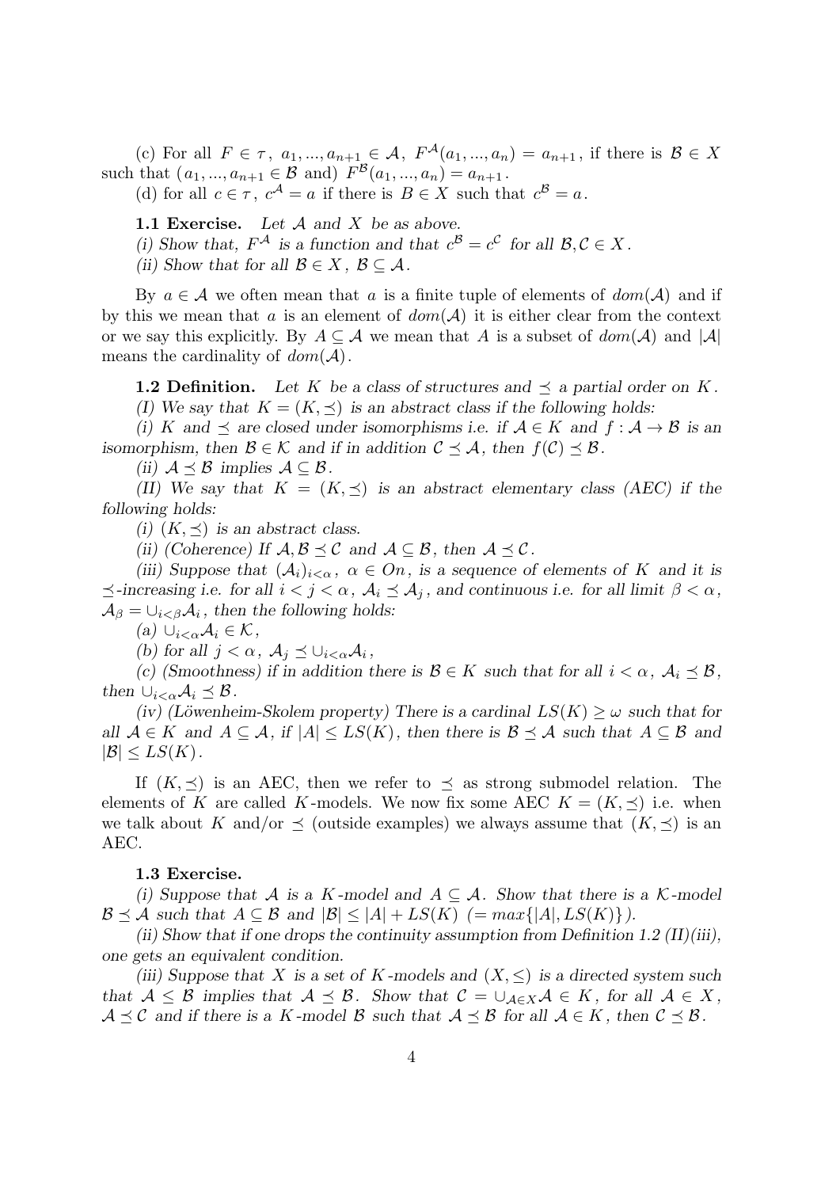(c) For all $F \in \tau$, $a_1, ..., a_{n+1} \in \mathcal{A}$, $F^{\mathcal{A}}(a_1, ..., a_n) = a_{n+1}$, if there is $\mathcal{B} \in X$ such that $(a_1, ..., a_{n+1} \in \mathcal{B}$ and) $F^{\mathcal{B}}(a_1, ..., a_n) = a_{n+1}$.

(d) for all $c \in \tau$, $c^{\mathcal{A}} = a$ if there is $B \in X$ such that $c^{\mathcal{B}} = a$.

**1.1 Exercise.** *Let $\mathcal{A}$ and $X$ be as above.*

*(i) Show that, $F^{\mathcal{A}}$ is a function and that $c^{\mathcal{B}} = c^{\mathcal{C}}$ for all $\mathcal{B}, \mathcal{C} \in X$.*

*(ii) Show that for all $\mathcal{B} \in X$, $\mathcal{B} \subseteq \mathcal{A}$.*

By $a \in \mathcal{A}$ we often mean that $a$ is a finite tuple of elements of $dom(\mathcal{A})$ and if by this we mean that $a$ is an element of $dom(\mathcal{A})$ it is either clear from the context or we say this explicitly. By $A \subseteq \mathcal{A}$ we mean that $A$ is a subset of $dom(\mathcal{A})$ and $|\mathcal{A}|$ means the cardinality of $dom(\mathcal{A})$.

**1.2 Definition.** *Let $K$ be a class of structures and $\preceq$ a partial order on $K$.*

*(I) We say that $K = (K, \preceq)$ is an abstract class if the following holds:*

*(i) $K$ and $\preceq$ are closed under isomorphisms i.e. if $\mathcal{A} \in K$ and $f : \mathcal{A} \to \mathcal{B}$ is an isomorphism, then $\mathcal{B} \in \mathcal{K}$ and if in addition $\mathcal{C} \preceq \mathcal{A}$, then $f(\mathcal{C}) \preceq \mathcal{B}$.*

*(ii) $\mathcal{A} \preceq \mathcal{B}$ implies $\mathcal{A} \subseteq \mathcal{B}$.*

*(II) We say that $K = (K, \preceq)$ is an abstract elementary class (AEC) if the following holds:*

*(i) $(K, \preceq)$ is an abstract class.*

*(ii) (Coherence) If $\mathcal{A}, \mathcal{B} \preceq \mathcal{C}$ and $\mathcal{A} \subseteq \mathcal{B}$, then $\mathcal{A} \preceq \mathcal{C}$.*

*(iii) Suppose that $(\mathcal{A}_i)_{i<\alpha}$, $\alpha \in On$, is a sequence of elements of $K$ and it is $\preceq$-increasing i.e. for all $i < j < \alpha$, $\mathcal{A}_i \preceq \mathcal{A}_j$, and continuous i.e. for all limit $\beta < \alpha$, $\mathcal{A}_\beta = \cup_{i<\beta} \mathcal{A}_i$, then the following holds:*

*(a) $\cup_{i<\alpha} \mathcal{A}_i \in \mathcal{K}$,*

*(b) for all $j < \alpha$, $\mathcal{A}_j \preceq \cup_{i<\alpha} \mathcal{A}_i$,*

*(c) (Smoothness) if in addition there is $\mathcal{B} \in K$ such that for all $i < \alpha$, $\mathcal{A}_i \preceq \mathcal{B}$, then $\cup_{i<\alpha} \mathcal{A}_i \preceq \mathcal{B}$.*

*(iv) (Löwenheim-Skolem property) There is a cardinal $LS(K) \geq \omega$ such that for all $\mathcal{A} \in K$ and $A \subseteq \mathcal{A}$, if $|A| \leq LS(K)$, then there is $\mathcal{B} \preceq \mathcal{A}$ such that $A \subseteq \mathcal{B}$ and $|\mathcal{B}| \leq LS(K)$.*

If $(K, \preceq)$ is an AEC, then we refer to $\preceq$ as strong submodel relation. The elements of $K$ are called $K$-models. We now fix some AEC $K = (K, \preceq)$ i.e. when we talk about $K$ and/or $\preceq$ (outside examples) we always assume that $(K, \preceq)$ is an AEC.

**1.3 Exercise.**

*(i) Suppose that $\mathcal{A}$ is a $K$-model and $A \subseteq \mathcal{A}$. Show that there is a $\mathcal{K}$-model $\mathcal{B} \preceq \mathcal{A}$ such that $A \subseteq \mathcal{B}$ and $|\mathcal{B}| \leq |A| + LS(K)$ $(= max\{|A|, LS(K)\})$.*

*(ii) Show that if one drops the continuity assumption from Definition 1.2 (II)(iii), one gets an equivalent condition.*

*(iii) Suppose that $X$ is a set of $K$-models and $(X, \leq)$ is a directed system such that $\mathcal{A} \leq \mathcal{B}$ implies that $\mathcal{A} \preceq \mathcal{B}$. Show that $\mathcal{C} = \cup_{\mathcal{A} \in X} \mathcal{A} \in K$, for all $\mathcal{A} \in X$, $\mathcal{A} \preceq \mathcal{C}$ and if there is a $K$-model $\mathcal{B}$ such that $\mathcal{A} \preceq \mathcal{B}$ for all $\mathcal{A} \in K$, then $\mathcal{C} \preceq \mathcal{B}$.*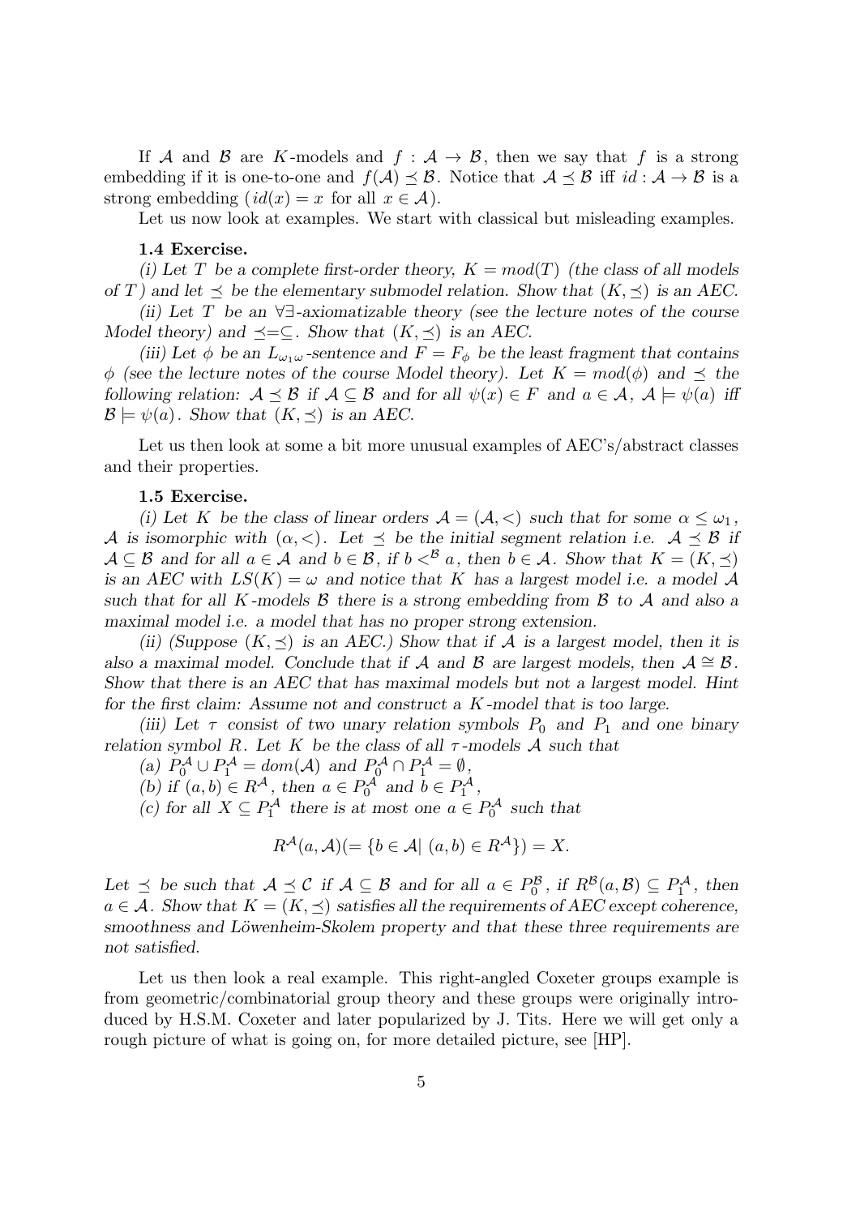If $\mathcal{A}$ and $\mathcal{B}$ are $K$-models and $f : \mathcal{A} \to \mathcal{B}$, then we say that $f$ is a strong embedding if it is one-to-one and $f(\mathcal{A}) \preceq \mathcal{B}$. Notice that $\mathcal{A} \preceq \mathcal{B}$ iff $id : \mathcal{A} \to \mathcal{B}$ is a strong embedding ($id(x) = x$ for all $x \in \mathcal{A}$).

Let us now look at examples. We start with classical but misleading examples.

**1.4 Exercise.**

*(i) Let $T$ be a complete first-order theory, $K = mod(T)$ (the class of all models of $T$) and let $\preceq$ be the elementary submodel relation. Show that $(K, \preceq)$ is an AEC.*

*(ii) Let $T$ be an $\forall\exists$-axiomatizable theory (see the lecture notes of the course Model theory) and $\preceq=\subseteq$. Show that $(K, \preceq)$ is an AEC.*

*(iii) Let $\phi$ be an $L_{\omega_1\omega}$-sentence and $F = F_\phi$ be the least fragment that contains $\phi$ (see the lecture notes of the course Model theory). Let $K = mod(\phi)$ and $\preceq$ the following relation: $\mathcal{A} \preceq \mathcal{B}$ if $\mathcal{A} \subseteq \mathcal{B}$ and for all $\psi(x) \in F$ and $a \in \mathcal{A}$, $\mathcal{A} \models \psi(a)$ iff $\mathcal{B} \models \psi(a)$. Show that $(K, \preceq)$ is an AEC.*

Let us then look at some a bit more unusual examples of AEC's/abstract classes and their properties.

**1.5 Exercise.**

*(i) Let $K$ be the class of linear orders $\mathcal{A} = (\mathcal{A}, <)$ such that for some $\alpha \leq \omega_1$, $\mathcal{A}$ is isomorphic with $(\alpha, <)$. Let $\preceq$ be the initial segment relation i.e. $\mathcal{A} \preceq \mathcal{B}$ if $\mathcal{A} \subseteq \mathcal{B}$ and for all $a \in \mathcal{A}$ and $b \in \mathcal{B}$, if $b <^{\mathcal{B}} a$, then $b \in \mathcal{A}$. Show that $K = (K, \preceq)$ is an AEC with $LS(K) = \omega$ and notice that $K$ has a largest model i.e. a model $\mathcal{A}$ such that for all $K$-models $\mathcal{B}$ there is a strong embedding from $\mathcal{B}$ to $\mathcal{A}$ and also a maximal model i.e. a model that has no proper strong extension.*

*(ii) (Suppose $(K, \preceq)$ is an AEC.) Show that if $\mathcal{A}$ is a largest model, then it is also a maximal model. Conclude that if $\mathcal{A}$ and $\mathcal{B}$ are largest models, then $\mathcal{A} \cong \mathcal{B}$. Show that there is an AEC that has maximal models but not a largest model. Hint for the first claim: Assume not and construct a $K$-model that is too large.*

*(iii) Let $\tau$ consist of two unary relation symbols $P_0$ and $P_1$ and one binary relation symbol $R$. Let $K$ be the class of all $\tau$-models $\mathcal{A}$ such that*

*(a) $P_0^{\mathcal{A}} \cup P_1^{\mathcal{A}} = dom(\mathcal{A})$ and $P_0^{\mathcal{A}} \cap P_1^{\mathcal{A}} = \emptyset$,*

*(b) if $(a, b) \in R^{\mathcal{A}}$, then $a \in P_0^{\mathcal{A}}$ and $b \in P_1^{\mathcal{A}}$,*

*(c) for all $X \subseteq P_1^{\mathcal{A}}$ there is at most one $a \in P_0^{\mathcal{A}}$ such that*

$$R^{\mathcal{A}}(a, \mathcal{A})(= \{b \in \mathcal{A} |\ (a, b) \in R^{\mathcal{A}}\}) = X.$$

*Let $\preceq$ be such that $\mathcal{A} \preceq \mathcal{C}$ if $\mathcal{A} \subseteq \mathcal{B}$ and for all $a \in P_0^{\mathcal{B}}$, if $R^{\mathcal{B}}(a, \mathcal{B}) \subseteq P_1^{\mathcal{A}}$, then $a \in \mathcal{A}$. Show that $K = (K, \preceq)$ satisfies all the requirements of AEC except coherence, smoothness and Löwenheim-Skolem property and that these three requirements are not satisfied.*

Let us then look a real example. This right-angled Coxeter groups example is from geometric/combinatorial group theory and these groups were originally introduced by H.S.M. Coxeter and later popularized by J. Tits. Here we will get only a rough picture of what is going on, for more detailed picture, see [HP].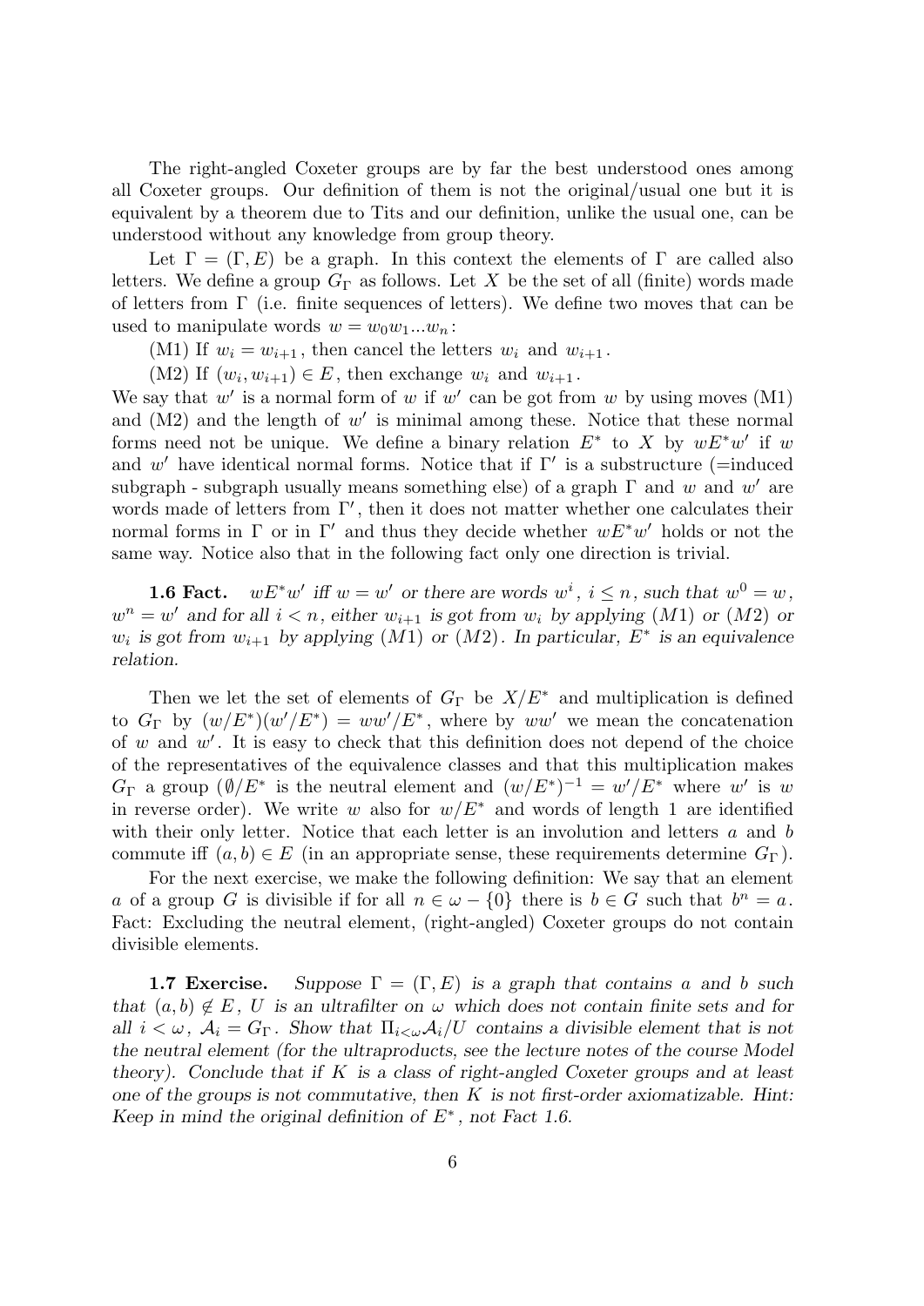The right-angled Coxeter groups are by far the best understood ones among all Coxeter groups. Our definition of them is not the original/usual one but it is equivalent by a theorem due to Tits and our definition, unlike the usual one, can be understood without any knowledge from group theory.

Let $\Gamma = (\Gamma, E)$ be a graph. In this context the elements of $\Gamma$ are called also letters. We define a group $G_\Gamma$ as follows. Let $X$ be the set of all (finite) words made of letters from $\Gamma$ (i.e. finite sequences of letters). We define two moves that can be used to manipulate words $w = w_0 w_1 ... w_n$:

(M1) If $w_i = w_{i+1}$, then cancel the letters $w_i$ and $w_{i+1}$.

(M2) If $(w_i, w_{i+1}) \in E$, then exchange $w_i$ and $w_{i+1}$.

We say that $w'$ is a normal form of $w$ if $w'$ can be got from $w$ by using moves (M1) and (M2) and the length of $w'$ is minimal among these. Notice that these normal forms need not be unique. We define a binary relation $E^*$ to $X$ by $wE^*w'$ if $w$ and $w'$ have identical normal forms. Notice that if $\Gamma'$ is a substructure (=induced subgraph - subgraph usually means something else) of a graph $\Gamma$ and $w$ and $w'$ are words made of letters from $\Gamma'$, then it does not matter whether one calculates their normal forms in $\Gamma$ or in $\Gamma'$ and thus they decide whether $wE^*w'$ holds or not the same way. Notice also that in the following fact only one direction is trivial.

**1.6 Fact.** *$wE^*w'$ iff $w = w'$ or there are words $w^i$, $i \leq n$, such that $w^0 = w$, $w^n = w'$ and for all $i < n$, either $w_{i+1}$ is got from $w_i$ by applying (M1) or (M2) or $w_i$ is got from $w_{i+1}$ by applying (M1) or (M2). In particular, $E^*$ is an equivalence relation.*

Then we let the set of elements of $G_\Gamma$ be $X/E^*$ and multiplication is defined to $G_\Gamma$ by $(w/E^*)(w'/E^*) = ww'/E^*$, where by $ww'$ we mean the concatenation of $w$ and $w'$. It is easy to check that this definition does not depend of the choice of the representatives of the equivalence classes and that this multiplication makes $G_\Gamma$ a group ($\emptyset/E^*$ is the neutral element and $(w/E^*)^{-1} = w'/E^*$ where $w'$ is $w$ in reverse order). We write $w$ also for $w/E^*$ and words of length 1 are identified with their only letter. Notice that each letter is an involution and letters $a$ and $b$ commute iff $(a, b) \in E$ (in an appropriate sense, these requirements determine $G_\Gamma$).

For the next exercise, we make the following definition: We say that an element $a$ of a group $G$ is divisible if for all $n \in \omega - \{0\}$ there is $b \in G$ such that $b^n = a$. Fact: Excluding the neutral element, (right-angled) Coxeter groups do not contain divisible elements.

**1.7 Exercise.** *Suppose $\Gamma = (\Gamma, E)$ is a graph that contains $a$ and $b$ such that $(a, b) \notin E$, $U$ is an ultrafilter on $\omega$ which does not contain finite sets and for all $i < \omega$, $\mathcal{A}_i = G_\Gamma$. Show that $\Pi_{i<\omega}\mathcal{A}_i/U$ contains a divisible element that is not the neutral element (for the ultraproducts, see the lecture notes of the course Model theory). Conclude that if $K$ is a class of right-angled Coxeter groups and at least one of the groups is not commutative, then $K$ is not first-order axiomatizable. Hint: Keep in mind the original definition of $E^*$, not Fact 1.6.*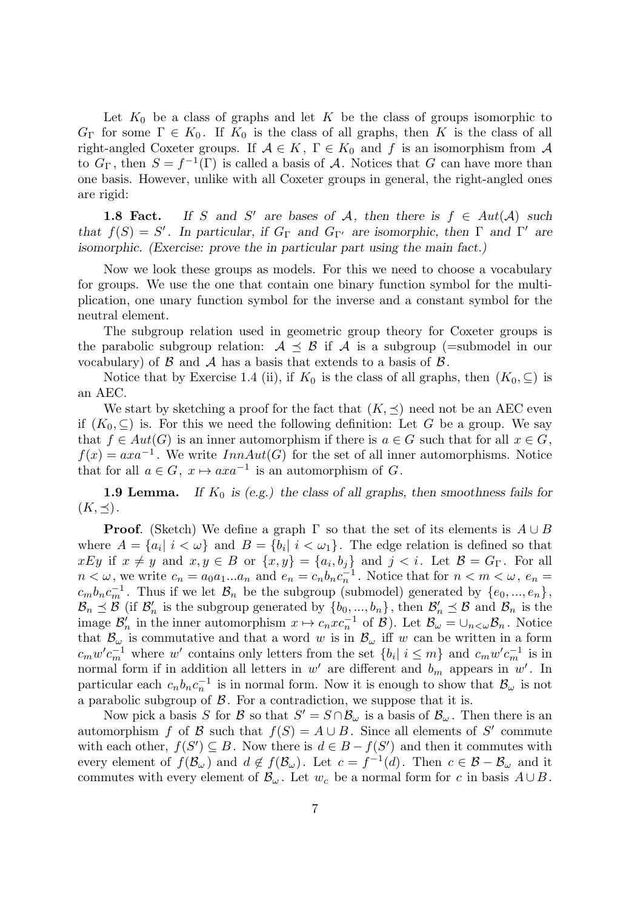Let $K_0$ be a class of graphs and let $K$ be the class of groups isomorphic to $G_\Gamma$ for some $\Gamma \in K_0$. If $K_0$ is the class of all graphs, then $K$ is the class of all right-angled Coxeter groups. If $\mathcal{A} \in K$, $\Gamma \in K_0$ and $f$ is an isomorphism from $\mathcal{A}$ to $G_\Gamma$, then $S = f^{-1}(\Gamma)$ is called a basis of $\mathcal{A}$. Notices that $G$ can have more than one basis. However, unlike with all Coxeter groups in general, the right-angled ones are rigid:

**1.8 Fact.** *If $S$ and $S'$ are bases of $\mathcal{A}$, then there is $f \in Aut(\mathcal{A})$ such that $f(S) = S'$. In particular, if $G_\Gamma$ and $G_{\Gamma'}$ are isomorphic, then $\Gamma$ and $\Gamma'$ are isomorphic. (Exercise: prove the in particular part using the main fact.)*

Now we look these groups as models. For this we need to choose a vocabulary for groups. We use the one that contain one binary function symbol for the multiplication, one unary function symbol for the inverse and a constant symbol for the neutral element.

The subgroup relation used in geometric group theory for Coxeter groups is the parabolic subgroup relation: $\mathcal{A} \preceq \mathcal{B}$ if $\mathcal{A}$ is a subgroup (=submodel in our vocabulary) of $\mathcal{B}$ and $\mathcal{A}$ has a basis that extends to a basis of $\mathcal{B}$.

Notice that by Exercise 1.4 (ii), if $K_0$ is the class of all graphs, then $(K_0, \subseteq)$ is an AEC.

We start by sketching a proof for the fact that $(K, \preceq)$ need not be an AEC even if $(K_0, \subseteq)$ is. For this we need the following definition: Let $G$ be a group. We say that $f \in Aut(G)$ is an inner automorphism if there is $a \in G$ such that for all $x \in G$, $f(x) = axa^{-1}$. We write $InnAut(G)$ for the set of all inner automorphisms. Notice that for all $a \in G$, $x \mapsto axa^{-1}$ is an automorphism of $G$.

**1.9 Lemma.** *If $K_0$ is (e.g.) the class of all graphs, then smoothness fails for $(K, \preceq)$.*

**Proof**. (Sketch) We define a graph $\Gamma$ so that the set of its elements is $A \cup B$ where $A = \{a_i |\ i < \omega\}$ and $B = \{b_i |\ i < \omega_1\}$. The edge relation is defined so that $xEy$ if $x \neq y$ and $x, y \in B$ or $\{x, y\} = \{a_i, b_j\}$ and $j < i$. Let $\mathcal{B} = G_\Gamma$. For all $n < \omega$, we write $c_n = a_0 a_1 ... a_n$ and $e_n = c_n b_n c_n^{-1}$. Notice that for $n < m < \omega$, $e_n = c_m b_n c_m^{-1}$. Thus if we let $\mathcal{B}_n$ be the subgroup (submodel) generated by $\{e_0, ..., e_n\}$, $\mathcal{B}_n \preceq \mathcal{B}$ (if $\mathcal{B}'_n$ is the subgroup generated by $\{b_0, ..., b_n\}$, then $\mathcal{B}'_n \preceq \mathcal{B}$ and $\mathcal{B}_n$ is the image $\mathcal{B}'_n$ in the inner automorphism $x \mapsto c_n x c_n^{-1}$ of $\mathcal{B}$). Let $\mathcal{B}_\omega = \cup_{n<\omega} \mathcal{B}_n$. Notice that $\mathcal{B}_\omega$ is commutative and that a word $w$ is in $\mathcal{B}_\omega$ iff $w$ can be written in a form $c_m w' c_m^{-1}$ where $w'$ contains only letters from the set $\{b_i |\ i \leq m\}$ and $c_m w' c_m^{-1}$ is in normal form if in addition all letters in $w'$ are different and $b_m$ appears in $w'$. In particular each $c_n b_n c_n^{-1}$ is in normal form. Now it is enough to show that $\mathcal{B}_\omega$ is not a parabolic subgroup of $\mathcal{B}$. For a contradiction, we suppose that it is.

Now pick a basis $S$ for $\mathcal{B}$ so that $S' = S \cap \mathcal{B}_\omega$ is a basis of $\mathcal{B}_\omega$. Then there is an automorphism $f$ of $\mathcal{B}$ such that $f(S) = A \cup B$. Since all elements of $S'$ commute with each other, $f(S') \subseteq B$. Now there is $d \in B - f(S')$ and then it commutes with every element of $f(\mathcal{B}_\omega)$ and $d \notin f(\mathcal{B}_\omega)$. Let $c = f^{-1}(d)$. Then $c \in \mathcal{B} - \mathcal{B}_\omega$ and it commutes with every element of $\mathcal{B}_\omega$. Let $w_c$ be a normal form for $c$ in basis $A \cup B$.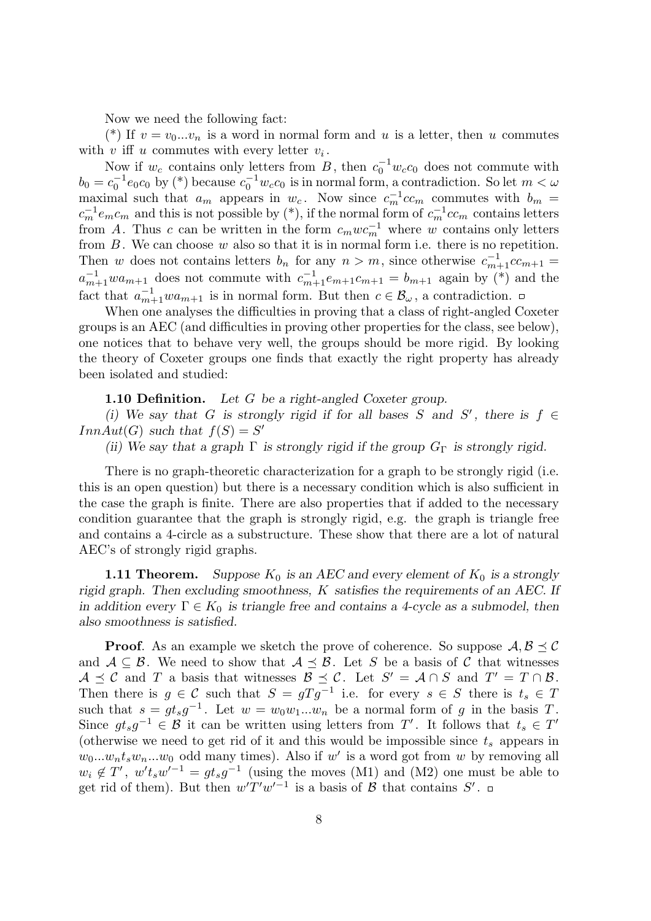Now we need the following fact:

(\*) If $v = v_0 ... v_n$ is a word in normal form and $u$ is a letter, then $u$ commutes with $v$ iff $u$ commutes with every letter $v_i$.

Now if $w_c$ contains only letters from $B$, then $c_0^{-1} w_c c_0$ does not commute with $b_0 = c_0^{-1} e_0 c_0$ by (\*) because $c_0^{-1} w_c c_0$ is in normal form, a contradiction. So let $m < \omega$ maximal such that $a_m$ appears in $w_c$. Now since $c_m^{-1} c c_m$ commutes with $b_m = c_m^{-1} e_m c_m$ and this is not possible by (\*), if the normal form of $c_m^{-1} c c_m$ contains letters from $A$. Thus $c$ can be written in the form $c_m w c_m^{-1}$ where $w$ contains only letters from $B$. We can choose $w$ also so that it is in normal form i.e. there is no repetition. Then $w$ does not contains letters $b_n$ for any $n > m$, since otherwise $c_{m+1}^{-1} c c_{m+1} = a_{m+1}^{-1} w a_{m+1}$ does not commute with $c_{m+1}^{-1} e_{m+1} c_{m+1} = b_{m+1}$ again by (\*) and the fact that $a_{m+1}^{-1} w a_{m+1}$ is in normal form. But then $c \in \mathcal{B}_\omega$, a contradiction. □

When one analyses the difficulties in proving that a class of right-angled Coxeter groups is an AEC (and difficulties in proving other properties for the class, see below), one notices that to behave very well, the groups should be more rigid. By looking the theory of Coxeter groups one finds that exactly the right property has already been isolated and studied:

**1.10 Definition.** *Let $G$ be a right-angled Coxeter group.*

*(i) We say that $G$ is strongly rigid if for all bases $S$ and $S'$, there is $f \in InnAut(G)$ such that $f(S) = S'$*

*(ii) We say that a graph $\Gamma$ is strongly rigid if the group $G_\Gamma$ is strongly rigid.*

There is no graph-theoretic characterization for a graph to be strongly rigid (i.e. this is an open question) but there is a necessary condition which is also sufficient in the case the graph is finite. There are also properties that if added to the necessary condition guarantee that the graph is strongly rigid, e.g. the graph is triangle free and contains a 4-circle as a substructure. These show that there are a lot of natural AEC's of strongly rigid graphs.

**1.11 Theorem.** *Suppose $K_0$ is an AEC and every element of $K_0$ is a strongly rigid graph. Then excluding smoothness, $K$ satisfies the requirements of an AEC. If in addition every $\Gamma \in K_0$ is triangle free and contains a 4-cycle as a submodel, then also smoothness is satisfied.*

**Proof**. As an example we sketch the prove of coherence. So suppose $\mathcal{A}, \mathcal{B} \preceq \mathcal{C}$ and $\mathcal{A} \subseteq \mathcal{B}$. We need to show that $\mathcal{A} \preceq \mathcal{B}$. Let $S$ be a basis of $\mathcal{C}$ that witnesses $\mathcal{A} \preceq \mathcal{C}$ and $T$ a basis that witnesses $\mathcal{B} \preceq \mathcal{C}$. Let $S' = \mathcal{A} \cap S$ and $T' = T \cap \mathcal{B}$. Then there is $g \in \mathcal{C}$ such that $S = gTg^{-1}$ i.e. for every $s \in S$ there is $t_s \in T$ such that $s = gt_s g^{-1}$. Let $w = w_0 w_1 ... w_n$ be a normal form of $g$ in the basis $T$. Since $gt_s g^{-1} \in \mathcal{B}$ it can be written using letters from $T'$. It follows that $t_s \in T'$ (otherwise we need to get rid of it and this would be impossible since $t_s$ appears in $w_0 ... w_n t_s w_n ... w_0$ odd many times). Also if $w'$ is a word got from $w$ by removing all $w_i \notin T'$, $w' t_s w'^{-1} = gt_s g^{-1}$ (using the moves (M1) and (M2) one must be able to get rid of them). But then $w' T' w'^{-1}$ is a basis of $\mathcal{B}$ that contains $S'$. □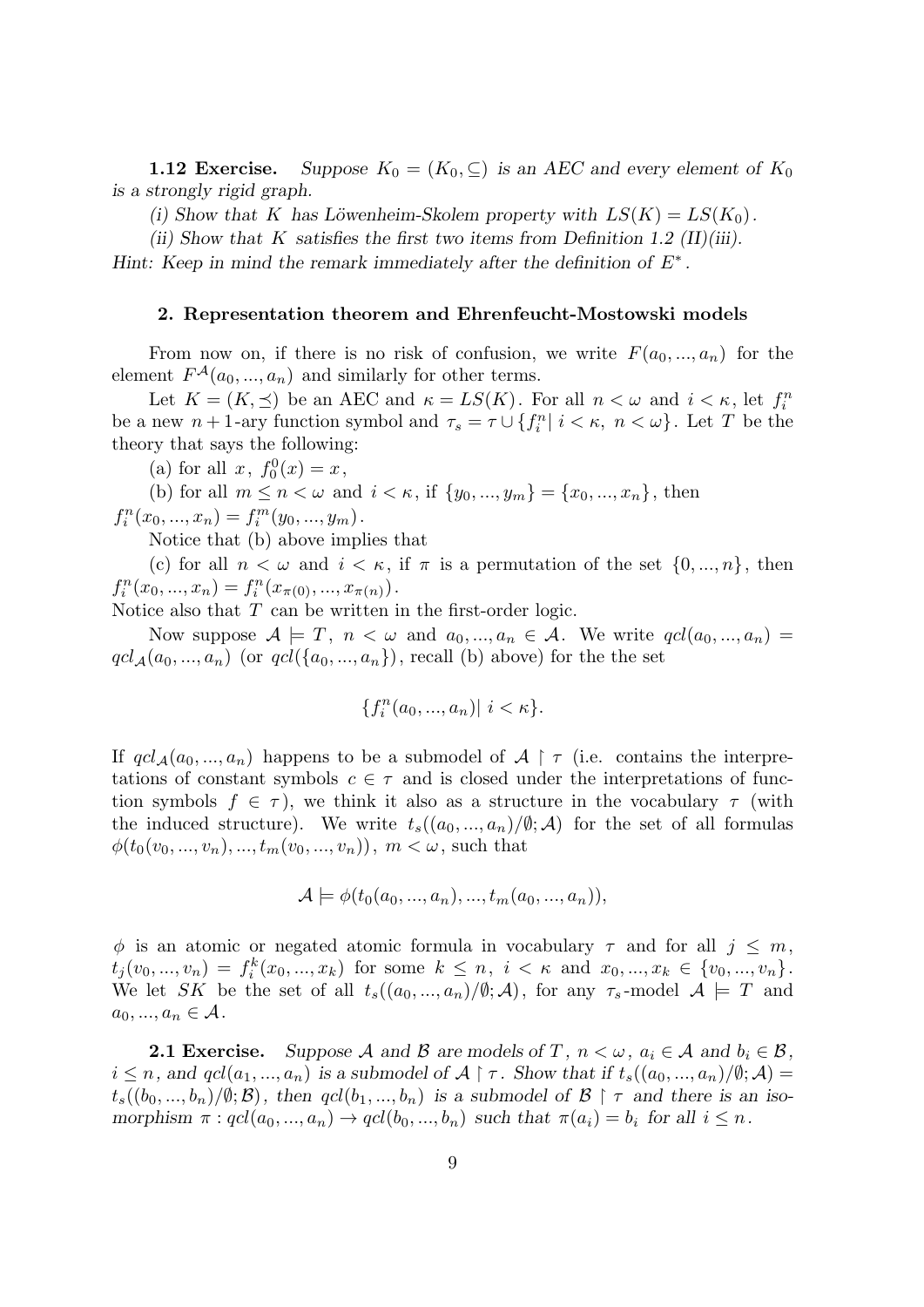**1.12 Exercise.** *Suppose $K_0 = (K_0, \subseteq)$ is an AEC and every element of $K_0$ is a strongly rigid graph.*

*(i) Show that $K$ has Löwenheim-Skolem property with $LS(K) = LS(K_0)$.*

*(ii) Show that $K$ satisfies the first two items from Definition 1.2 (II)(iii).*

*Hint: Keep in mind the remark immediately after the definition of $E^*$.*

## 2. Representation theorem and Ehrenfeucht-Mostowski models

From now on, if there is no risk of confusion, we write $F(a_0, ..., a_n)$ for the element $F^{\mathcal{A}}(a_0, ..., a_n)$ and similarly for other terms.

Let $K = (K, \preceq)$ be an AEC and $\kappa = LS(K)$. For all $n < \omega$ and $i < \kappa$, let $f_i^n$ be a new $n+1$-ary function symbol and $\tau_s = \tau \cup \{f_i^n | \; i < \kappa, \; n < \omega\}$. Let $T$ be the theory that says the following:

(a) for all $x$, $f_0^0(x) = x$,

(b) for all $m \leq n < \omega$ and $i < \kappa$, if $\{y_0, ..., y_m\} = \{x_0, ..., x_n\}$, then $f_i^n(x_0, ..., x_n) = f_i^m(y_0, ..., y_m)$.

Notice that (b) above implies that

(c) for all $n < \omega$ and $i < \kappa$, if $\pi$ is a permutation of the set $\{0, ..., n\}$, then $f_i^n(x_0, ..., x_n) = f_i^n(x_{\pi(0)}, ..., x_{\pi(n)})$.

Notice also that $T$ can be written in the first-order logic.

Now suppose $\mathcal{A} \models T$, $n < \omega$ and $a_0, ..., a_n \in \mathcal{A}$. We write $qcl(a_0, ..., a_n) = qcl_{\mathcal{A}}(a_0, ..., a_n)$ (or $qcl(\{a_0, ..., a_n\})$, recall (b) above) for the the set

$$\{f_i^n(a_0, ..., a_n) | \; i < \kappa\}.$$

If $qcl_{\mathcal{A}}(a_0, ..., a_n)$ happens to be a submodel of $\mathcal{A} \restriction \tau$ (i.e. contains the interpretations of constant symbols $c \in \tau$ and is closed under the interpretations of function symbols $f \in \tau$), we think it also as a structure in the vocabulary $\tau$ (with the induced structure). We write $t_s((a_0, ..., a_n)/\emptyset; \mathcal{A})$ for the set of all formulas $\phi(t_0(v_0, ..., v_n), ..., t_m(v_0, ..., v_n))$, $m < \omega$, such that

$$\mathcal{A} \models \phi(t_0(a_0, ..., a_n), ..., t_m(a_0, ..., a_n)),$$

$\phi$ is an atomic or negated atomic formula in vocabulary $\tau$ and for all $j \leq m$, $t_j(v_0, ..., v_n) = f_i^k(x_0, ..., x_k)$ for some $k \leq n$, $i < \kappa$ and $x_0, ..., x_k \in \{v_0, ..., v_n\}$. We let $SK$ be the set of all $t_s((a_0, ..., a_n)/\emptyset; \mathcal{A})$, for any $\tau_s$-model $\mathcal{A} \models T$ and $a_0, ..., a_n \in \mathcal{A}$.

**2.1 Exercise.** *Suppose $\mathcal{A}$ and $\mathcal{B}$ are models of $T$, $n < \omega$, $a_i \in \mathcal{A}$ and $b_i \in \mathcal{B}$, $i \leq n$, and $qcl(a_1, ..., a_n)$ is a submodel of $\mathcal{A} \restriction \tau$. Show that if $t_s((a_0, ..., a_n)/\emptyset; \mathcal{A}) = t_s((b_0, ..., b_n)/\emptyset; \mathcal{B})$, then $qcl(b_1, ..., b_n)$ is a submodel of $\mathcal{B} \restriction \tau$ and there is an isomorphism $\pi : qcl(a_0, ..., a_n) \to qcl(b_0, ..., b_n)$ such that $\pi(a_i) = b_i$ for all $i \leq n$.*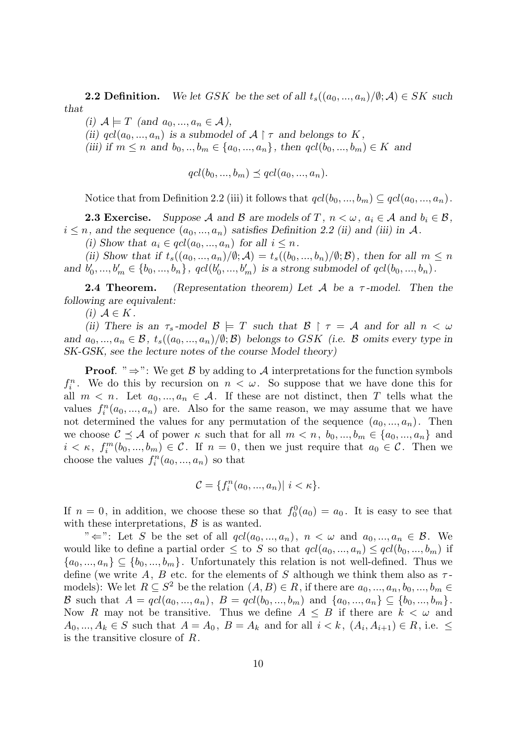**2.2 Definition.** *We let $GSK$ be the set of all $t_s((a_0,...,a_n)/\emptyset;\mathcal{A}) \in SK$ such that*

*(i) $\mathcal{A} \models T$ (and $a_0,...,a_n \in \mathcal{A}$),*

*(ii) $qcl(a_0,...,a_n)$ is a submodel of $\mathcal{A} \restriction \tau$ and belongs to $K$,*

*(iii) if $m \le n$ and $b_0,..,b_m \in \{a_0,...,a_n\}$, then $qcl(b_0,...,b_m) \in K$ and*

$$qcl(b_0,...,b_m) \preceq qcl(a_0,...,a_n).$$

Notice that from Definition 2.2 (iii) it follows that $qcl(b_0,...,b_m) \subseteq qcl(a_0,...,a_n)$.

**2.3 Exercise.** *Suppose $\mathcal{A}$ and $\mathcal{B}$ are models of $T$, $n < \omega$, $a_i \in \mathcal{A}$ and $b_i \in \mathcal{B}$, $i \le n$, and the sequence $(a_0,...,a_n)$ satisfies Definition 2.2 (ii) and (iii) in $\mathcal{A}$.*

*(i) Show that $a_i \in qcl(a_0,...,a_n)$ for all $i \le n$.*

*(ii) Show that if $t_s((a_0,...,a_n)/\emptyset;\mathcal{A}) = t_s((b_0,...,b_n)/\emptyset;\mathcal{B})$, then for all $m \le n$ and $b'_0,...,b'_m \in \{b_0,...,b_n\}$, $qcl(b'_0,...,b'_m)$ is a strong submodel of $qcl(b_0,...,b_n)$.*

**2.4 Theorem.** *(Representation theorem) Let $\mathcal{A}$ be a $\tau$-model. Then the following are equivalent:*

*(i) $\mathcal{A} \in K$.*

*(ii) There is an $\tau_s$-model $\mathcal{B} \models T$ such that $\mathcal{B} \restriction \tau = \mathcal{A}$ and for all $n < \omega$ and $a_0,...,a_n \in \mathcal{B}$, $t_s((a_0,...,a_n)/\emptyset;\mathcal{B})$ belongs to $GSK$ (i.e. $\mathcal{B}$ omits every type in SK-GSK, see the lecture notes of the course Model theory)*

**Proof**. "$\Rightarrow$": We get $\mathcal{B}$ by adding to $\mathcal{A}$ interpretations for the function symbols $f^n_i$. We do this by recursion on $n < \omega$. So suppose that we have done this for all $m < n$. Let $a_0,...,a_n \in \mathcal{A}$. If these are not distinct, then $T$ tells what the values $f^n_i(a_0,...,a_n)$ are. Also for the same reason, we may assume that we have not determined the values for any permutation of the sequence $(a_0,...,a_n)$. Then we choose $\mathcal{C} \preceq \mathcal{A}$ of power $\kappa$ such that for all $m < n$, $b_0,...,b_m \in \{a_0,...,a_n\}$ and $i < \kappa$, $f^m_i(b_0,...,b_m) \in \mathcal{C}$. If $n = 0$, then we just require that $a_0 \in \mathcal{C}$. Then we choose the values $f^n_i(a_0,...,a_n)$ so that

$$\mathcal{C} = \{f^n_i(a_0,...,a_n) |\ i < \kappa\}.$$

If $n = 0$, in addition, we choose these so that $f^0_0(a_0) = a_0$. It is easy to see that with these interpretations, $\mathcal{B}$ is as wanted.

"$\Leftarrow$": Let $S$ be the set of all $qcl(a_0,...,a_n)$, $n < \omega$ and $a_0,...,a_n \in \mathcal{B}$. We would like to define a partial order $\le$ to $S$ so that $qcl(a_0,...,a_n) \le qcl(b_0,...,b_m)$ if $\{a_0,...,a_n\} \subseteq \{b_0,...,b_m\}$. Unfortunately this relation is not well-defined. Thus we define (we write $A$, $B$ etc. for the elements of $S$ although we think them also as $\tau$-models): We let $R \subseteq S^2$ be the relation $(A,B) \in R$, if there are $a_0,...,a_n,b_0,...,b_m \in \mathcal{B}$ such that $A = qcl(a_0,...,a_n)$, $B = qcl(b_0,...,b_m)$ and $\{a_0,...,a_n\} \subseteq \{b_0,...,b_m\}$. Now $R$ may not be transitive. Thus we define $A \le B$ if there are $k < \omega$ and $A_0,...,A_k \in S$ such that $A = A_0$, $B = A_k$ and for all $i < k$, $(A_i, A_{i+1}) \in R$, i.e. $\le$ is the transitive closure of $R$.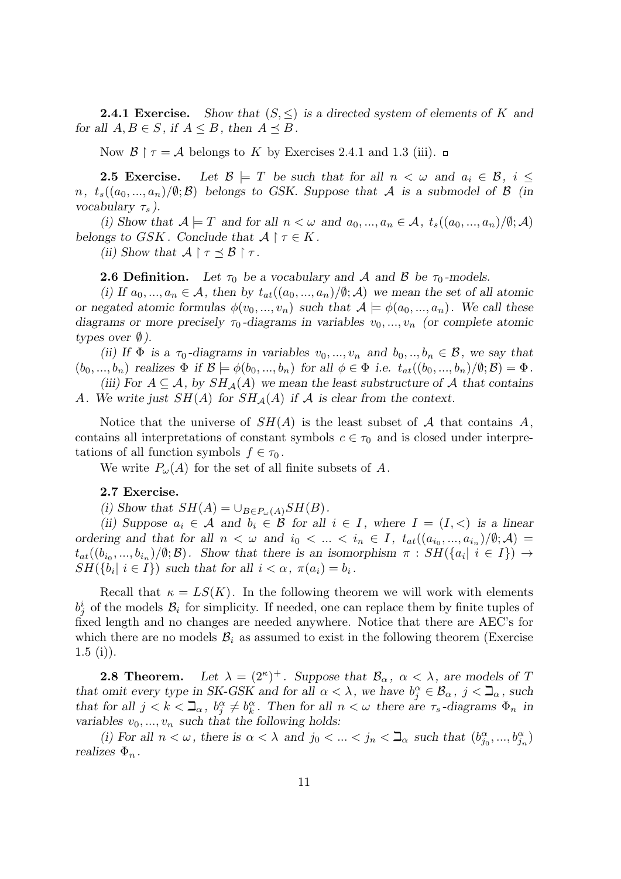**2.4.1 Exercise.** *Show that $(S, \leq)$ is a directed system of elements of $K$ and for all $A, B \in S$, if $A \leq B$, then $A \preceq B$.*

Now $\mathcal{B} \restriction \tau = \mathcal{A}$ belongs to $K$ by Exercises 2.4.1 and 1.3 (iii). $\square$

**2.5 Exercise.** *Let $\mathcal{B} \models T$ be such that for all $n < \omega$ and $a_i \in \mathcal{B}$, $i \leq n$, $t_s((a_0, ..., a_n)/\emptyset; \mathcal{B})$ belongs to GSK. Suppose that $\mathcal{A}$ is a submodel of $\mathcal{B}$ (in vocabulary $\tau_s$).*

*(i) Show that $\mathcal{A} \models T$ and for all $n < \omega$ and $a_0, ..., a_n \in \mathcal{A}$, $t_s((a_0, ..., a_n)/\emptyset; \mathcal{A})$ belongs to GSK. Conclude that $\mathcal{A} \restriction \tau \in K$.*

*(ii) Show that $\mathcal{A} \restriction \tau \preceq \mathcal{B} \restriction \tau$.*

**2.6 Definition.** *Let $\tau_0$ be a vocabulary and $\mathcal{A}$ and $\mathcal{B}$ be $\tau_0$-models.*

*(i) If $a_0, ..., a_n \in \mathcal{A}$, then by $t_{at}((a_0, ..., a_n)/\emptyset; \mathcal{A})$ we mean the set of all atomic or negated atomic formulas $\phi(v_0, ..., v_n)$ such that $\mathcal{A} \models \phi(a_0, ..., a_n)$. We call these diagrams or more precisely $\tau_0$-diagrams in variables $v_0, ..., v_n$ (or complete atomic types over $\emptyset$).*

*(ii) If $\Phi$ is a $\tau_0$-diagrams in variables $v_0, ..., v_n$ and $b_0, .., b_n \in \mathcal{B}$, we say that $(b_0, ..., b_n)$ realizes $\Phi$ if $\mathcal{B} \models \phi(b_0, ..., b_n)$ for all $\phi \in \Phi$ i.e. $t_{at}((b_0, ..., b_n)/\emptyset; \mathcal{B}) = \Phi$.*

*(iii) For $A \subseteq \mathcal{A}$, by $SH_{\mathcal{A}}(A)$ we mean the least substructure of $\mathcal{A}$ that contains $A$. We write just $SH(A)$ for $SH_{\mathcal{A}}(A)$ if $\mathcal{A}$ is clear from the context.*

Notice that the universe of $SH(A)$ is the least subset of $\mathcal{A}$ that contains $A$, contains all interpretations of constant symbols $c \in \tau_0$ and is closed under interpretations of all function symbols $f \in \tau_0$.

We write $P_\omega(A)$ for the set of all finite subsets of $A$.

**2.7 Exercise.**

*(i) Show that $SH(A) = \cup_{B \in P_\omega(A)} SH(B)$.*

*(ii) Suppose $a_i \in \mathcal{A}$ and $b_i \in \mathcal{B}$ for all $i \in I$, where $I = (I, <)$ is a linear ordering and that for all $n < \omega$ and $i_0 < ... < i_n \in I$, $t_{at}((a_{i_0}, ..., a_{i_n})/\emptyset; \mathcal{A}) = t_{at}((b_{i_0}, ..., b_{i_n})/\emptyset; \mathcal{B})$. Show that there is an isomorphism $\pi : SH(\{a_i | \; i \in I\}) \to SH(\{b_i | \; i \in I\})$ such that for all $i < \alpha$, $\pi(a_i) = b_i$.*

Recall that $\kappa = LS(K)$. In the following theorem we will work with elements $b^i_j$ of the models $\mathcal{B}_i$ for simplicity. If needed, one can replace them by finite tuples of fixed length and no changes are needed anywhere. Notice that there are AEC's for which there are no models $\mathcal{B}_i$ as assumed to exist in the following theorem (Exercise 1.5 (i)).

**2.8 Theorem.** *Let $\lambda = (2^\kappa)^+$. Suppose that $\mathcal{B}_\alpha$, $\alpha < \lambda$, are models of $T$ that omit every type in SK-GSK and for all $\alpha < \lambda$, we have $b^\alpha_j \in \mathcal{B}_\alpha$, $j < \beth_\alpha$, such that for all $j < k < \beth_\alpha$, $b^\alpha_j \neq b^\alpha_k$. Then for all $n < \omega$ there are $\tau_s$-diagrams $\Phi_n$ in variables $v_0, ..., v_n$ such that the following holds:*

*(i) For all $n < \omega$, there is $\alpha < \lambda$ and $j_0 < ... < j_n < \beth_\alpha$ such that $(b^\alpha_{j_0}, ..., b^\alpha_{j_n})$ realizes $\Phi_n$.*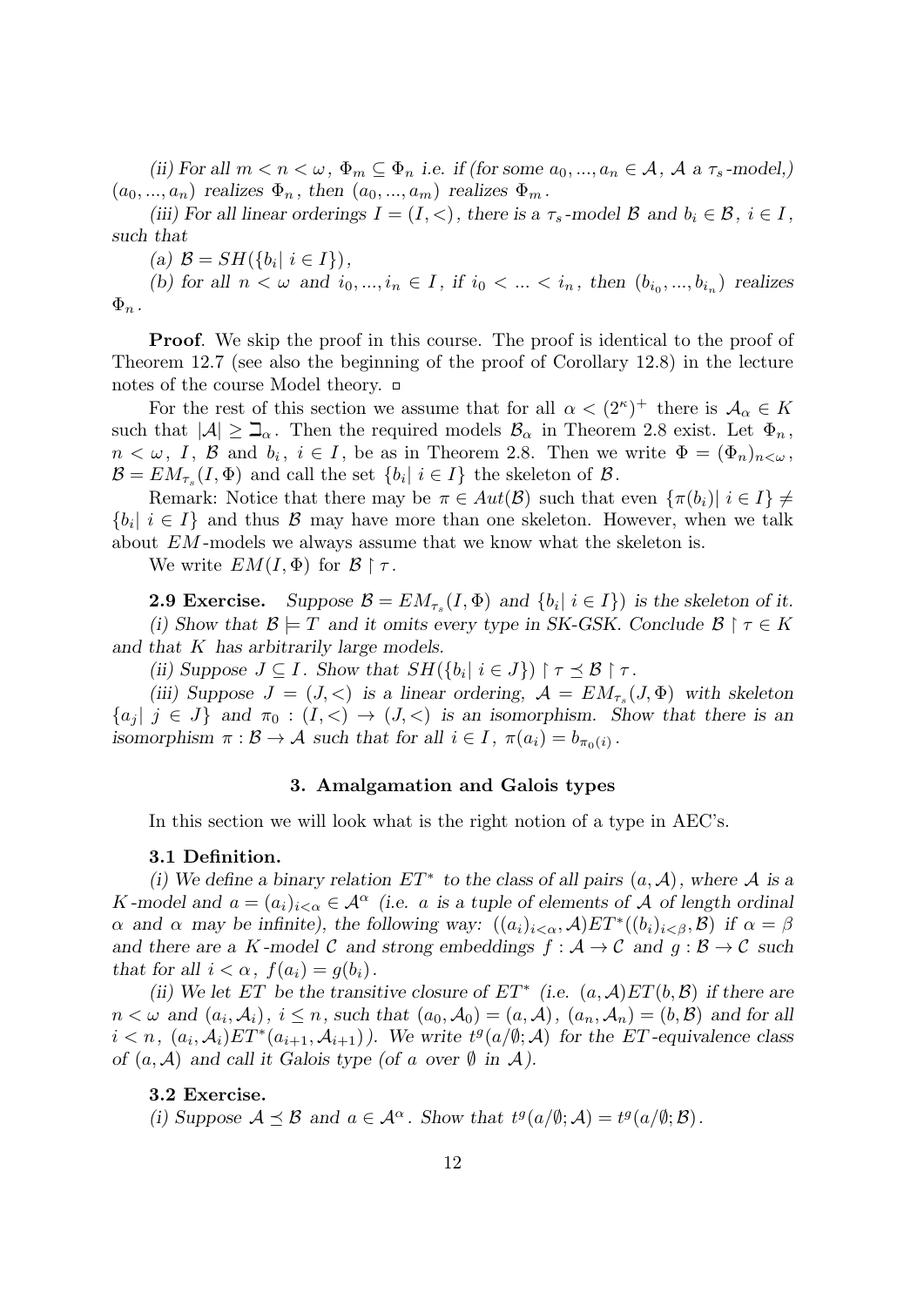*(ii) For all $m < n < \omega$, $\Phi_m \subseteq \Phi_n$ i.e. if (for some $a_0, ..., a_n \in \mathcal{A}$, $\mathcal{A}$ a $\tau_s$-model,) $(a_0, ..., a_n)$ realizes $\Phi_n$, then $(a_0, ..., a_m)$ realizes $\Phi_m$.*

*(iii) For all linear orderings $I = (I, <)$, there is a $\tau_s$-model $\mathcal{B}$ and $b_i \in \mathcal{B}$, $i \in I$, such that*

*(a) $\mathcal{B} = SH(\{b_i | \ i \in I\})$,*

*(b) for all $n < \omega$ and $i_0, ..., i_n \in I$, if $i_0 < ... < i_n$, then $(b_{i_0}, ..., b_{i_n})$ realizes $\Phi_n$.*

**Proof**. We skip the proof in this course. The proof is identical to the proof of Theorem 12.7 (see also the beginning of the proof of Corollary 12.8) in the lecture notes of the course Model theory. □

For the rest of this section we assume that for all $\alpha < (2^\kappa)^+$ there is $\mathcal{A}_\alpha \in K$ such that $|\mathcal{A}| \geq \beth_\alpha$. Then the required models $\mathcal{B}_\alpha$ in Theorem 2.8 exist. Let $\Phi_n$, $n < \omega$, $I$, $\mathcal{B}$ and $b_i$, $i \in I$, be as in Theorem 2.8. Then we write $\Phi = (\Phi_n)_{n<\omega}$, $\mathcal{B} = EM_{\tau_s}(I, \Phi)$ and call the set $\{b_i | \ i \in I\}$ the skeleton of $\mathcal{B}$.

Remark: Notice that there may be $\pi \in Aut(\mathcal{B})$ such that even $\{\pi(b_i) | \ i \in I\} \neq \{b_i | \ i \in I\}$ and thus $\mathcal{B}$ may have more than one skeleton. However, when we talk about $EM$-models we always assume that we know what the skeleton is.

We write $EM(I, \Phi)$ for $\mathcal{B} \restriction \tau$.

**2.9 Exercise.** *Suppose $\mathcal{B} = EM_{\tau_s}(I, \Phi)$ and $\{b_i | \ i \in I\})$ is the skeleton of it.*

*(i) Show that $\mathcal{B} \models T$ and it omits every type in SK-GSK. Conclude $\mathcal{B} \restriction \tau \in K$ and that $K$ has arbitrarily large models.*

*(ii) Suppose $J \subseteq I$. Show that $SH(\{b_i | \ i \in J\}) \restriction \tau \preceq \mathcal{B} \restriction \tau$.*

*(iii) Suppose $J = (J, <)$ is a linear ordering, $\mathcal{A} = EM_{\tau_s}(J, \Phi)$ with skeleton $\{a_j | \ j \in J\}$ and $\pi_0 : (I, <) \to (J, <)$ is an isomorphism. Show that there is an isomorphism $\pi : \mathcal{B} \to \mathcal{A}$ such that for all $i \in I$, $\pi(a_i) = b_{\pi_0(i)}$.*

## 3. Amalgamation and Galois types

In this section we will look what is the right notion of a type in AEC's.

**3.1 Definition.**

*(i) We define a binary relation $ET^*$ to the class of all pairs $(a, \mathcal{A})$, where $\mathcal{A}$ is a $K$-model and $a = (a_i)_{i<\alpha} \in \mathcal{A}^\alpha$ (i.e. $a$ is a tuple of elements of $\mathcal{A}$ of length ordinal $\alpha$ and $\alpha$ may be infinite), the following way: $((a_i)_{i<\alpha}, \mathcal{A}) ET^* ((b_i)_{i<\beta}, \mathcal{B})$ if $\alpha = \beta$ and there are a $K$-model $\mathcal{C}$ and strong embeddings $f : \mathcal{A} \to \mathcal{C}$ and $g : \mathcal{B} \to \mathcal{C}$ such that for all $i < \alpha$, $f(a_i) = g(b_i)$.*

*(ii) We let $ET$ be the transitive closure of $ET^*$ (i.e. $(a, \mathcal{A}) ET (b, \mathcal{B})$ if there are $n < \omega$ and $(a_i, \mathcal{A}_i)$, $i \leq n$, such that $(a_0, \mathcal{A}_0) = (a, \mathcal{A})$, $(a_n, \mathcal{A}_n) = (b, \mathcal{B})$ and for all $i < n$, $(a_i, \mathcal{A}_i) ET^* (a_{i+1}, \mathcal{A}_{i+1})$). We write $t^g(a/\emptyset; \mathcal{A})$ for the $ET$-equivalence class of $(a, \mathcal{A})$ and call it Galois type (of $a$ over $\emptyset$ in $\mathcal{A}$).*

**3.2 Exercise.**

*(i) Suppose $\mathcal{A} \preceq \mathcal{B}$ and $a \in \mathcal{A}^\alpha$. Show that $t^g(a/\emptyset; \mathcal{A}) = t^g(a/\emptyset; \mathcal{B})$.*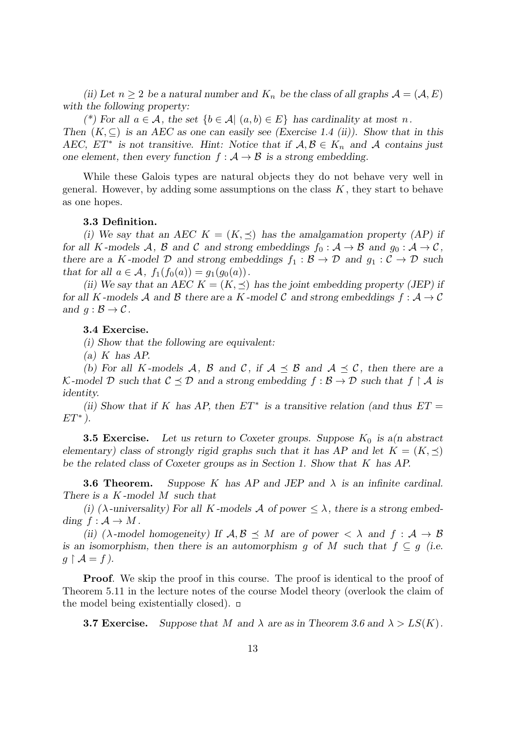*(ii) Let $n \geq 2$ be a natural number and $K_n$ be the class of all graphs $\mathcal{A} = (\mathcal{A}, E)$ with the following property:*

*(*) For all $a \in \mathcal{A}$, the set $\{b \in \mathcal{A} | \ (a, b) \in E\}$ has cardinality at most $n$. Then $(K, \subseteq)$ is an AEC as one can easily see (Exercise 1.4 (ii)). Show that in this AEC, $ET^*$ is not transitive. Hint: Notice that if $\mathcal{A}, \mathcal{B} \in K_n$ and $\mathcal{A}$ contains just one element, then every function $f : \mathcal{A} \to \mathcal{B}$ is a strong embedding.*

While these Galois types are natural objects they do not behave very well in general. However, by adding some assumptions on the class $K$, they start to behave as one hopes.

**3.3 Definition.**

*(i) We say that an AEC $K = (K, \preceq)$ has the amalgamation property (AP) if for all $K$-models $\mathcal{A}$, $\mathcal{B}$ and $\mathcal{C}$ and strong embeddings $f_0 : \mathcal{A} \to \mathcal{B}$ and $g_0 : \mathcal{A} \to \mathcal{C}$, there are a $K$-model $\mathcal{D}$ and strong embeddings $f_1 : \mathcal{B} \to \mathcal{D}$ and $g_1 : \mathcal{C} \to \mathcal{D}$ such that for all $a \in \mathcal{A}$, $f_1(f_0(a)) = g_1(g_0(a))$.*

*(ii) We say that an AEC $K = (K, \preceq)$ has the joint embedding property (JEP) if for all $K$-models $\mathcal{A}$ and $\mathcal{B}$ there are a $K$-model $\mathcal{C}$ and strong embeddings $f : \mathcal{A} \to \mathcal{C}$ and $g : \mathcal{B} \to \mathcal{C}$.*

**3.4 Exercise.**

*(i) Show that the following are equivalent:*

*(a) $K$ has AP.*

*(b) For all $K$-models $\mathcal{A}$, $\mathcal{B}$ and $\mathcal{C}$, if $\mathcal{A} \preceq \mathcal{B}$ and $\mathcal{A} \preceq \mathcal{C}$, then there are a $\mathcal{K}$-model $\mathcal{D}$ such that $\mathcal{C} \preceq \mathcal{D}$ and a strong embedding $f : \mathcal{B} \to \mathcal{D}$ such that $f \restriction \mathcal{A}$ is identity.*

*(ii) Show that if $K$ has AP, then $ET^*$ is a transitive relation (and thus $ET = ET^*$).*

**3.5 Exercise.** *Let us return to Coxeter groups. Suppose $K_0$ is a(n abstract elementary) class of strongly rigid graphs such that it has AP and let $K = (K, \preceq)$ be the related class of Coxeter groups as in Section 1. Show that $K$ has AP.*

**3.6 Theorem.** *Suppose $K$ has AP and JEP and $\lambda$ is an infinite cardinal. There is a $K$-model $M$ such that*

*(i) ($\lambda$-universality) For all $K$-models $\mathcal{A}$ of power $\leq \lambda$, there is a strong embedding $f : \mathcal{A} \to M$.*

*(ii) ($\lambda$-model homogeneity) If $\mathcal{A}, \mathcal{B} \preceq M$ are of power $< \lambda$ and $f : \mathcal{A} \to \mathcal{B}$ is an isomorphism, then there is an automorphism $g$ of $M$ such that $f \subseteq g$ (i.e. $g \restriction \mathcal{A} = f$).*

**Proof**. We skip the proof in this course. The proof is identical to the proof of Theorem 5.11 in the lecture notes of the course Model theory (overlook the claim of the model being existentially closed). $\square$

**3.7 Exercise.** *Suppose that $M$ and $\lambda$ are as in Theorem 3.6 and $\lambda > LS(K)$.*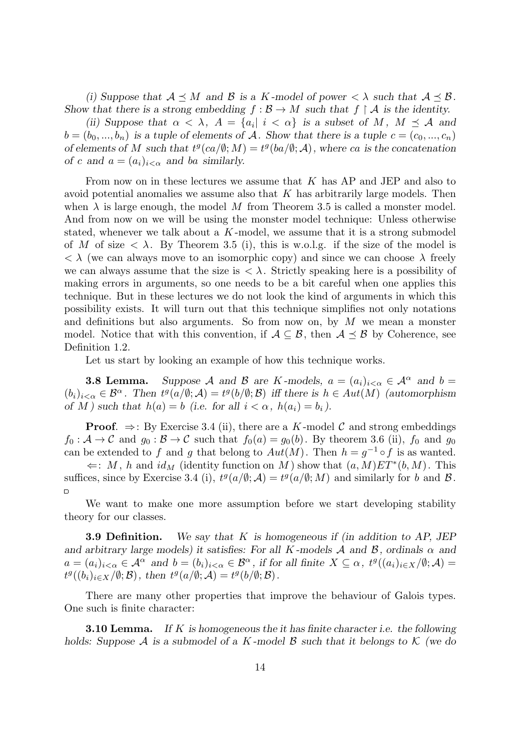*(i) Suppose that $\mathcal{A} \preceq M$ and $\mathcal{B}$ is a $K$-model of power $< \lambda$ such that $\mathcal{A} \preceq \mathcal{B}$. Show that there is a strong embedding $f : \mathcal{B} \to M$ such that $f \restriction \mathcal{A}$ is the identity.*

*(ii) Suppose that $\alpha < \lambda$, $A = \{a_i | \ i < \alpha\}$ is a subset of $M$, $M \preceq \mathcal{A}$ and $b = (b_0, ..., b_n)$ is a tuple of elements of $\mathcal{A}$. Show that there is a tuple $c = (c_0, ..., c_n)$ of elements of $M$ such that $t^g(ca/\emptyset; M) = t^g(ba/\emptyset; \mathcal{A})$, where $ca$ is the concatenation of $c$ and $a = (a_i)_{i<\alpha}$ and $ba$ similarly.*

From now on in these lectures we assume that $K$ has AP and JEP and also to avoid potential anomalies we assume also that $K$ has arbitrarily large models. Then when $\lambda$ is large enough, the model $M$ from Theorem 3.5 is called a monster model. And from now on we will be using the monster model technique: Unless otherwise stated, whenever we talk about a $K$-model, we assume that it is a strong submodel of $M$ of size $< \lambda$. By Theorem 3.5 (i), this is w.o.l.g. if the size of the model is $< \lambda$ (we can always move to an isomorphic copy) and since we can choose $\lambda$ freely we can always assume that the size is $< \lambda$. Strictly speaking here is a possibility of making errors in arguments, so one needs to be a bit careful when one applies this technique. But in these lectures we do not look the kind of arguments in which this possibility exists. It will turn out that this technique simplifies not only notations and definitions but also arguments. So from now on, by $M$ we mean a monster model. Notice that with this convention, if $\mathcal{A} \subseteq \mathcal{B}$, then $\mathcal{A} \preceq \mathcal{B}$ by Coherence, see Definition 1.2.

Let us start by looking an example of how this technique works.

**3.8 Lemma.** *Suppose $\mathcal{A}$ and $\mathcal{B}$ are $K$-models, $a = (a_i)_{i<\alpha} \in \mathcal{A}^\alpha$ and $b = (b_i)_{i<\alpha} \in \mathcal{B}^\alpha$. Then $t^g(a/\emptyset; \mathcal{A}) = t^g(b/\emptyset; \mathcal{B})$ iff there is $h \in Aut(M)$ (automorphism of $M$) such that $h(a) = b$ (i.e. for all $i < \alpha$, $h(a_i) = b_i$).*

**Proof**. $\Rightarrow$: By Exercise 3.4 (ii), there are a $K$-model $\mathcal{C}$ and strong embeddings $f_0 : \mathcal{A} \to \mathcal{C}$ and $g_0 : \mathcal{B} \to \mathcal{C}$ such that $f_0(a) = g_0(b)$. By theorem 3.6 (ii), $f_0$ and $g_0$ can be extended to $f$ and $g$ that belong to $Aut(M)$. Then $h = g^{-1} \circ f$ is as wanted.

$\Leftarrow$: $M$, $h$ and $id_M$ (identity function on $M$) show that $(a, M)ET^*(b, M)$. This suffices, since by Exercise 3.4 (i), $t^g(a/\emptyset; \mathcal{A}) = t^g(a/\emptyset; M)$ and similarly for $b$ and $\mathcal{B}$. $\square$

We want to make one more assumption before we start developing stability theory for our classes.

**3.9 Definition.** *We say that $K$ is homogeneous if (in addition to AP, JEP and arbitrary large models) it satisfies: For all $K$-models $\mathcal{A}$ and $\mathcal{B}$, ordinals $\alpha$ and $a = (a_i)_{i<\alpha} \in \mathcal{A}^\alpha$ and $b = (b_i)_{i<\alpha} \in \mathcal{B}^\alpha$, if for all finite $X \subseteq \alpha$, $t^g((a_i)_{i\in X}/\emptyset; \mathcal{A}) = t^g((b_i)_{i\in X}/\emptyset; \mathcal{B})$, then $t^g(a/\emptyset; \mathcal{A}) = t^g(b/\emptyset; \mathcal{B})$.*

There are many other properties that improve the behaviour of Galois types. One such is finite character:

**3.10 Lemma.** *If $K$ is homogeneous the it has finite character i.e. the following holds: Suppose $\mathcal{A}$ is a submodel of a $K$-model $\mathcal{B}$ such that it belongs to $\mathcal{K}$ (we do*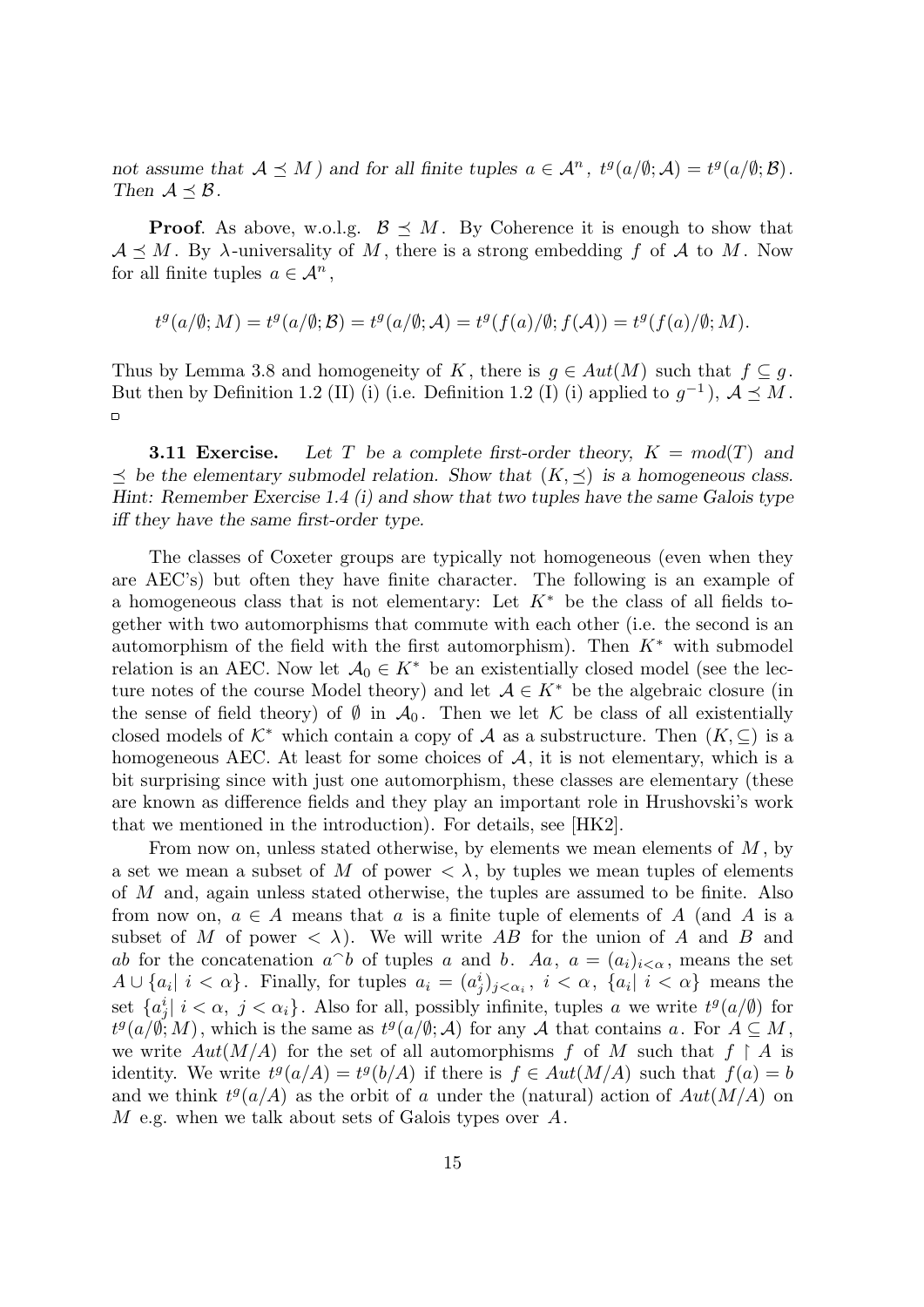*not assume that $\mathcal{A} \preceq M$) and for all finite tuples $a \in \mathcal{A}^n$, $t^g(a/\emptyset;\mathcal{A}) = t^g(a/\emptyset;\mathcal{B})$. Then $\mathcal{A} \preceq \mathcal{B}$.*

**Proof**. As above, w.o.l.g. $\mathcal{B} \preceq M$. By Coherence it is enough to show that $\mathcal{A} \preceq M$. By $\lambda$-universality of $M$, there is a strong embedding $f$ of $\mathcal{A}$ to $M$. Now for all finite tuples $a \in \mathcal{A}^n$,

$$t^g(a/\emptyset;M) = t^g(a/\emptyset;\mathcal{B}) = t^g(a/\emptyset;\mathcal{A}) = t^g(f(a)/\emptyset;f(\mathcal{A})) = t^g(f(a)/\emptyset;M).$$

Thus by Lemma 3.8 and homogeneity of $K$, there is $g \in Aut(M)$ such that $f \subseteq g$. But then by Definition 1.2 (II) (i) (i.e. Definition 1.2 (I) (i) applied to $g^{-1}$), $\mathcal{A} \preceq M$. $\square$

**3.11 Exercise.** *Let $T$ be a complete first-order theory, $K = mod(T)$ and $\preceq$ be the elementary submodel relation. Show that $(K,\preceq)$ is a homogeneous class. Hint: Remember Exercise 1.4 (i) and show that two tuples have the same Galois type iff they have the same first-order type.*

The classes of Coxeter groups are typically not homogeneous (even when they are AEC's) but often they have finite character. The following is an example of a homogeneous class that is not elementary: Let $K^*$ be the class of all fields together with two automorphisms that commute with each other (i.e. the second is an automorphism of the field with the first automorphism). Then $K^*$ with submodel relation is an AEC. Now let $\mathcal{A}_0 \in K^*$ be an existentially closed model (see the lecture notes of the course Model theory) and let $\mathcal{A} \in K^*$ be the algebraic closure (in the sense of field theory) of $\emptyset$ in $\mathcal{A}_0$. Then we let $\mathcal{K}$ be class of all existentially closed models of $\mathcal{K}^*$ which contain a copy of $\mathcal{A}$ as a substructure. Then $(K,\subseteq)$ is a homogeneous AEC. At least for some choices of $\mathcal{A}$, it is not elementary, which is a bit surprising since with just one automorphism, these classes are elementary (these are known as difference fields and they play an important role in Hrushovski's work that we mentioned in the introduction). For details, see [HK2].

From now on, unless stated otherwise, by elements we mean elements of $M$, by a set we mean a subset of $M$ of power $< \lambda$, by tuples we mean tuples of elements of $M$ and, again unless stated otherwise, the tuples are assumed to be finite. Also from now on, $a \in A$ means that $a$ is a finite tuple of elements of $A$ (and $A$ is a subset of $M$ of power $< \lambda$). We will write $AB$ for the union of $A$ and $B$ and $ab$ for the concatenation $a^\frown b$ of tuples $a$ and $b$. $Aa$, $a = (a_i)_{i<\alpha}$, means the set $A \cup \{a_i |\ i < \alpha\}$. Finally, for tuples $a_i = (a^i_j)_{j<\alpha_i}$, $i < \alpha$, $\{a_i |\ i < \alpha\}$ means the set $\{a^i_j |\ i < \alpha,\ j < \alpha_i\}$. Also for all, possibly infinite, tuples $a$ we write $t^g(a/\emptyset)$ for $t^g(a/\emptyset;M)$, which is the same as $t^g(a/\emptyset;\mathcal{A})$ for any $\mathcal{A}$ that contains $a$. For $A \subseteq M$, we write $Aut(M/A)$ for the set of all automorphisms $f$ of $M$ such that $f \restriction A$ is identity. We write $t^g(a/A) = t^g(b/A)$ if there is $f \in Aut(M/A)$ such that $f(a) = b$ and we think $t^g(a/A)$ as the orbit of $a$ under the (natural) action of $Aut(M/A)$ on $M$ e.g. when we talk about sets of Galois types over $A$.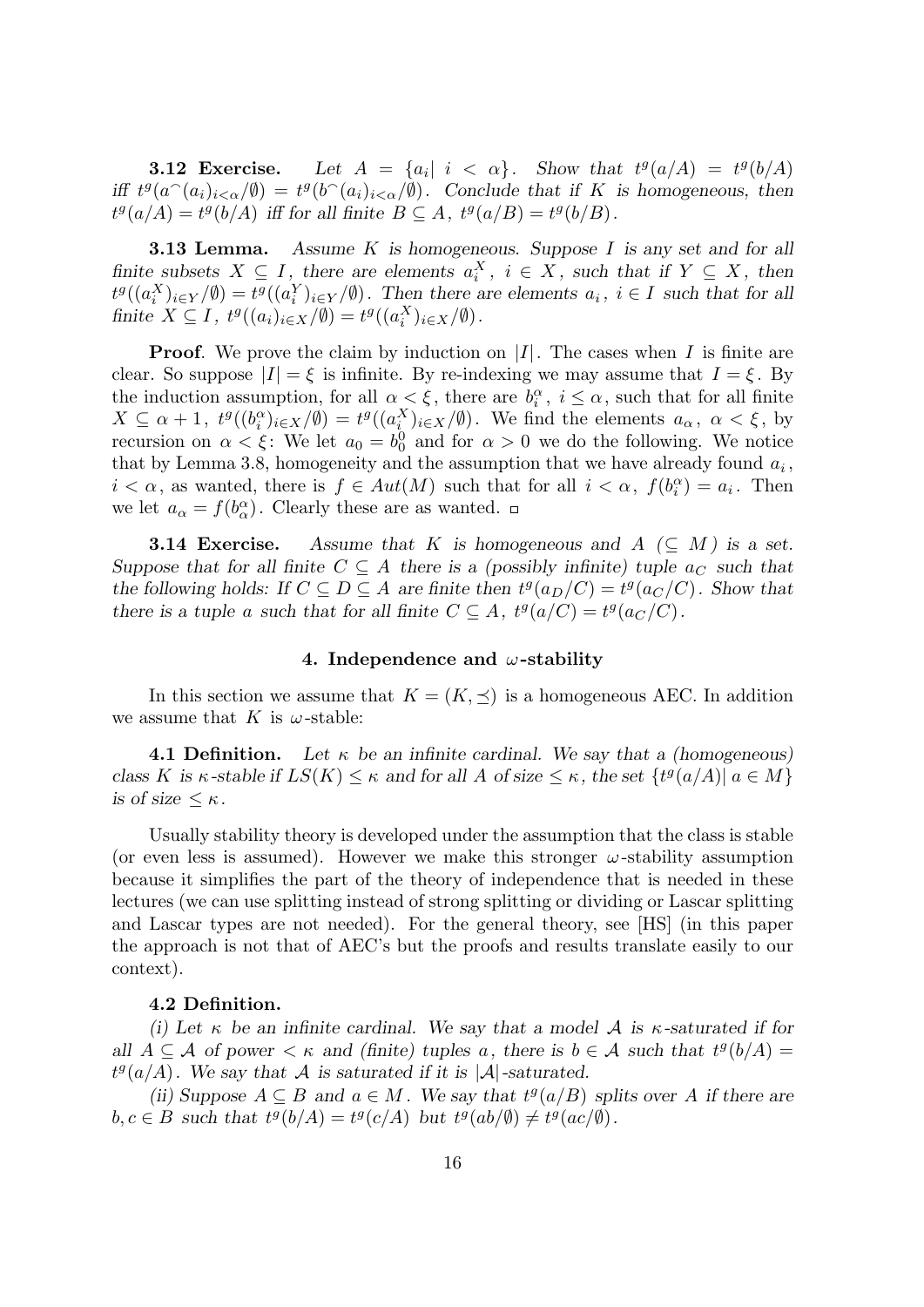**3.12 Exercise.** *Let $A = \{a_i \mid i < \alpha\}$. Show that $t^g(a/A) = t^g(b/A)$ iff $t^g(a^\frown(a_i)_{i<\alpha}/\emptyset) = t^g(b^\frown(a_i)_{i<\alpha}/\emptyset)$. Conclude that if $K$ is homogeneous, then $t^g(a/A) = t^g(b/A)$ iff for all finite $B \subseteq A$, $t^g(a/B) = t^g(b/B)$.*

**3.13 Lemma.** *Assume $K$ is homogeneous. Suppose $I$ is any set and for all finite subsets $X \subseteq I$, there are elements $a_i^X$, $i \in X$, such that if $Y \subseteq X$, then $t^g((a_i^X)_{i\in Y}/\emptyset) = t^g((a_i^Y)_{i\in Y}/\emptyset)$. Then there are elements $a_i$, $i \in I$ such that for all finite $X \subseteq I$, $t^g((a_i)_{i\in X}/\emptyset) = t^g((a_i^X)_{i\in X}/\emptyset)$.*

**Proof**. We prove the claim by induction on $|I|$. The cases when $I$ is finite are clear. So suppose $|I| = \xi$ is infinite. By re-indexing we may assume that $I = \xi$. By the induction assumption, for all $\alpha < \xi$, there are $b_i^\alpha$, $i \leq \alpha$, such that for all finite $X \subseteq \alpha + 1$, $t^g((b_i^\alpha)_{i\in X}/\emptyset) = t^g((a_i^X)_{i\in X}/\emptyset)$. We find the elements $a_\alpha$, $\alpha < \xi$, by recursion on $\alpha < \xi$: We let $a_0 = b_0^0$ and for $\alpha > 0$ we do the following. We notice that by Lemma 3.8, homogeneity and the assumption that we have already found $a_i$, $i < \alpha$, as wanted, there is $f \in Aut(M)$ such that for all $i < \alpha$, $f(b_i^\alpha) = a_i$. Then we let $a_\alpha = f(b_\alpha^\alpha)$. Clearly these are as wanted. □

**3.14 Exercise.** *Assume that $K$ is homogeneous and $A$ ($\subseteq M$) is a set. Suppose that for all finite $C \subseteq A$ there is a (possibly infinite) tuple $a_C$ such that the following holds: If $C \subseteq D \subseteq A$ are finite then $t^g(a_D/C) = t^g(a_C/C)$. Show that there is a tuple $a$ such that for all finite $C \subseteq A$, $t^g(a/C) = t^g(a_C/C)$.*

## 4. Independence and $\omega$-stability

In this section we assume that $K = (K, \preceq)$ is a homogeneous AEC. In addition we assume that $K$ is $\omega$-stable:

**4.1 Definition.** *Let $\kappa$ be an infinite cardinal. We say that a (homogeneous) class $K$ is $\kappa$-stable if $LS(K) \leq \kappa$ and for all $A$ of size $\leq \kappa$, the set $\{t^g(a/A) \mid a \in M\}$ is of size $\leq \kappa$.*

Usually stability theory is developed under the assumption that the class is stable (or even less is assumed). However we make this stronger $\omega$-stability assumption because it simplifies the part of the theory of independence that is needed in these lectures (we can use splitting instead of strong splitting or dividing or Lascar splitting and Lascar types are not needed). For the general theory, see [HS] (in this paper the approach is not that of AEC's but the proofs and results translate easily to our context).

**4.2 Definition.**

*(i) Let $\kappa$ be an infinite cardinal. We say that a model $\mathcal{A}$ is $\kappa$-saturated if for all $A \subseteq \mathcal{A}$ of power $< \kappa$ and (finite) tuples $a$, there is $b \in \mathcal{A}$ such that $t^g(b/A) = t^g(a/A)$. We say that $\mathcal{A}$ is saturated if it is $|\mathcal{A}|$-saturated.*

*(ii) Suppose $A \subseteq B$ and $a \in M$. We say that $t^g(a/B)$ splits over $A$ if there are $b, c \in B$ such that $t^g(b/A) = t^g(c/A)$ but $t^g(ab/\emptyset) \neq t^g(ac/\emptyset)$.*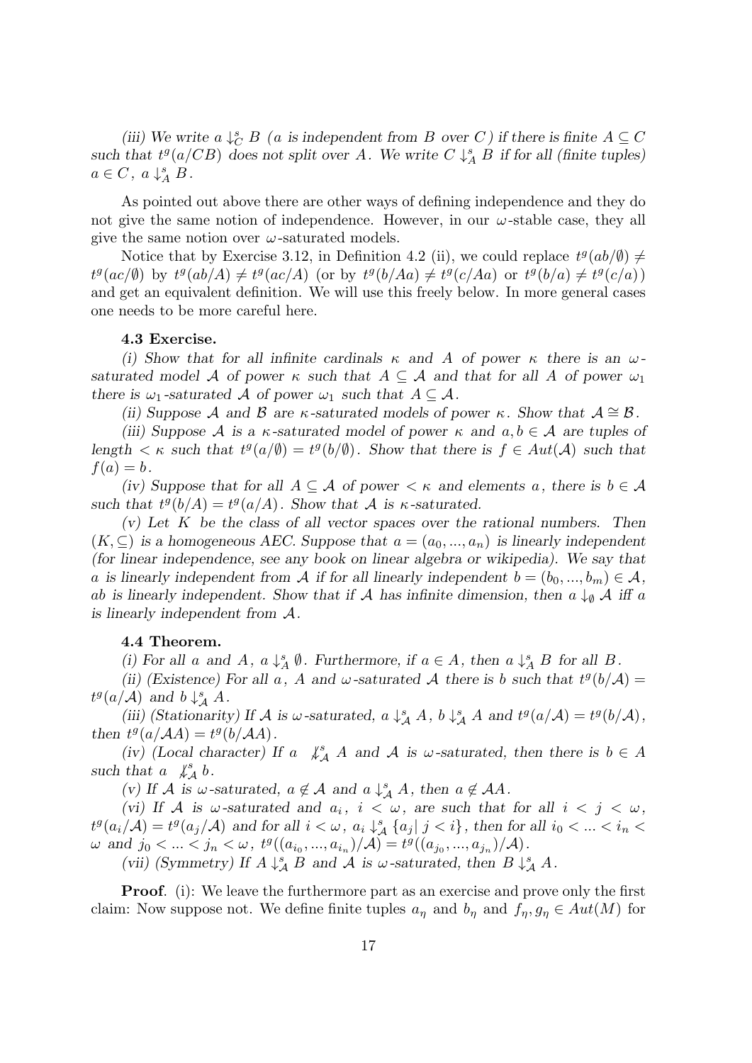*(iii) We write $a \downarrow^s_C B$ ($a$ is independent from $B$ over $C$) if there is finite $A \subseteq C$ such that $t^g(a/CB)$ does not split over $A$. We write $C \downarrow^s_A B$ if for all (finite tuples) $a \in C$, $a \downarrow^s_A B$.*

As pointed out above there are other ways of defining independence and they do not give the same notion of independence. However, in our $\omega$-stable case, they all give the same notion over $\omega$-saturated models.

Notice that by Exercise 3.12, in Definition 4.2 (ii), we could replace $t^g(ab/\emptyset) \neq t^g(ac/\emptyset)$ by $t^g(ab/A) \neq t^g(ac/A)$ (or by $t^g(b/Aa) \neq t^g(c/Aa)$ or $t^g(b/a) \neq t^g(c/a)$) and get an equivalent definition. We will use this freely below. In more general cases one needs to be more careful here.

**4.3 Exercise.**

*(i) Show that for all infinite cardinals $\kappa$ and $A$ of power $\kappa$ there is an $\omega$-saturated model $\mathcal{A}$ of power $\kappa$ such that $A \subseteq \mathcal{A}$ and that for all $A$ of power $\omega_1$ there is $\omega_1$-saturated $\mathcal{A}$ of power $\omega_1$ such that $A \subseteq \mathcal{A}$.*

*(ii) Suppose $\mathcal{A}$ and $\mathcal{B}$ are $\kappa$-saturated models of power $\kappa$. Show that $\mathcal{A} \cong \mathcal{B}$.*

*(iii) Suppose $\mathcal{A}$ is a $\kappa$-saturated model of power $\kappa$ and $a, b \in \mathcal{A}$ are tuples of length $< \kappa$ such that $t^g(a/\emptyset) = t^g(b/\emptyset)$. Show that there is $f \in Aut(\mathcal{A})$ such that $f(a) = b$.*

*(iv) Suppose that for all $A \subseteq \mathcal{A}$ of power $< \kappa$ and elements $a$, there is $b \in \mathcal{A}$ such that $t^g(b/A) = t^g(a/A)$. Show that $\mathcal{A}$ is $\kappa$-saturated.*

*(v) Let $K$ be the class of all vector spaces over the rational numbers. Then $(K, \subseteq)$ is a homogeneous AEC. Suppose that $a = (a_0, ..., a_n)$ is linearly independent (for linear independence, see any book on linear algebra or wikipedia). We say that $a$ is linearly independent from $\mathcal{A}$ if for all linearly independent $b = (b_0, ..., b_m) \in \mathcal{A}$, $ab$ is linearly independent. Show that if $\mathcal{A}$ has infinite dimension, then $a \downarrow_\emptyset \mathcal{A}$ iff $a$ is linearly independent from $\mathcal{A}$.*

**4.4 Theorem.**

*(i) For all $a$ and $A$, $a \downarrow^s_A \emptyset$. Furthermore, if $a \in A$, then $a \downarrow^s_A B$ for all $B$.*

*(ii) (Existence) For all $a$, $A$ and $\omega$-saturated $\mathcal{A}$ there is $b$ such that $t^g(b/\mathcal{A}) = t^g(a/\mathcal{A})$ and $b \downarrow^s_\mathcal{A} A$.*

*(iii) (Stationarity) If $\mathcal{A}$ is $\omega$-saturated, $a \downarrow^s_\mathcal{A} A$, $b \downarrow^s_\mathcal{A} A$ and $t^g(a/\mathcal{A}) = t^g(b/\mathcal{A})$, then $t^g(a/\mathcal{A}A) = t^g(b/\mathcal{A}A)$.*

*(iv) (Local character) If $a \not\downarrow^s_\mathcal{A} A$ and $\mathcal{A}$ is $\omega$-saturated, then there is $b \in A$ such that $a \not\downarrow^s_\mathcal{A} b$.*

*(v) If $\mathcal{A}$ is $\omega$-saturated, $a \notin \mathcal{A}$ and $a \downarrow^s_\mathcal{A} A$, then $a \notin \mathcal{A}A$.*

*(vi) If $\mathcal{A}$ is $\omega$-saturated and $a_i$, $i < \omega$, are such that for all $i < j < \omega$, $t^g(a_i/\mathcal{A}) = t^g(a_j/\mathcal{A})$ and for all $i < \omega$, $a_i \downarrow^s_\mathcal{A} \{a_j | \, j < i\}$, then for all $i_0 < ... < i_n < \omega$ and $j_0 < ... < j_n < \omega$, $t^g((a_{i_0}, ..., a_{i_n})/\mathcal{A}) = t^g((a_{j_0}, ..., a_{j_n})/\mathcal{A})$.*

*(vii) (Symmetry) If $A \downarrow^s_\mathcal{A} B$ and $\mathcal{A}$ is $\omega$-saturated, then $B \downarrow^s_\mathcal{A} A$.*

**Proof**. (i): We leave the furthermore part as an exercise and prove only the first claim: Now suppose not. We define finite tuples $a_\eta$ and $b_\eta$ and $f_\eta, g_\eta \in Aut(M)$ for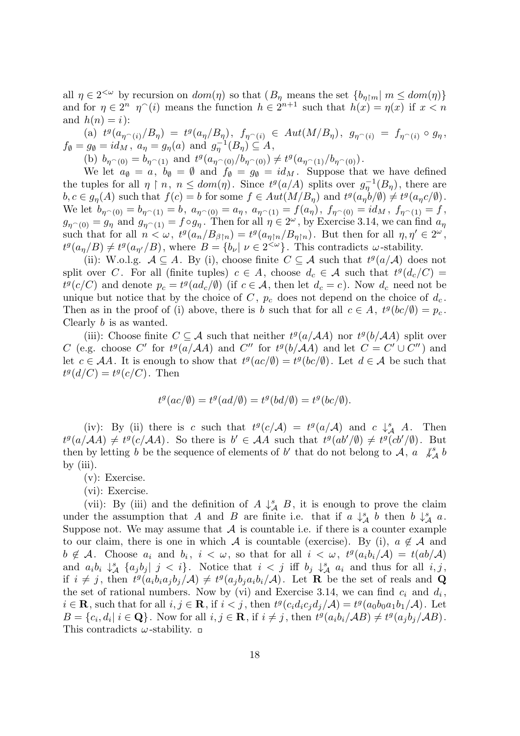all $\eta \in 2^{<\omega}$ by recursion on $dom(\eta)$ so that ($B_\eta$ means the set $\{b_{\eta\restriction m} \mid m \leq dom(\eta)\}$ and for $\eta \in 2^n$ $\eta^\frown(i)$ means the function $h \in 2^{n+1}$ such that $h(x) = \eta(x)$ if $x < n$ and $h(n) = i$):

(a) $t^g(a_{\eta^\frown(i)}/B_\eta) = t^g(a_\eta/B_\eta)$, $f_{\eta^\frown(i)} \in Aut(M/B_\eta)$, $g_{\eta^\frown(i)} = f_{\eta^\frown(i)} \circ g_\eta$, $f_\emptyset = g_\emptyset = id_M$, $a_\eta = g_\eta(a)$ and $g_\eta^{-1}(B_\eta) \subseteq A$,

(b) $b_{\eta^\frown(0)} = b_{\eta^\frown(1)}$ and $t^g(a_{\eta^\frown(0)}/b_{\eta^\frown(0)}) \neq t^g(a_{\eta^\frown(1)}/b_{\eta^\frown(0)})$.

We let $a_\emptyset = a$, $b_\emptyset = \emptyset$ and $f_\emptyset = g_\emptyset = id_M$. Suppose that we have defined the tuples for all $\eta \restriction n$, $n \leq dom(\eta)$. Since $t^g(a/A)$ splits over $g_\eta^{-1}(B_\eta)$, there are $b, c \in g_\eta(A)$ such that $f(c) = b$ for some $f \in Aut(M/B_\eta)$ and $t^g(a_\eta b/\emptyset) \neq t^g(a_\eta c/\emptyset)$. We let $b_{\eta^\frown(0)} = b_{\eta^\frown(1)} = b$, $a_{\eta^\frown(0)} = a_\eta$, $a_{\eta^\frown(1)} = f(a_\eta)$, $f_{\eta^\frown(0)} = id_M$, $f_{\eta^\frown(1)} = f$, $g_{\eta^\frown(0)} = g_\eta$ and $g_{\eta^\frown(1)} = f \circ g_\eta$. Then for all $\eta \in 2^\omega$, by Exercise 3.14, we can find $a_\eta$ such that for all $n < \omega$, $t^g(a_n/B_{\beta\restriction n}) = t^g(a_{\eta\restriction n}/B_{\eta\restriction n})$. But then for all $\eta, \eta' \in 2^\omega$, $t^g(a_\eta/B) \neq t^g(a_{\eta'}/B)$, where $B = \{b_\nu \mid \nu \in 2^{<\omega}\}$. This contradicts $\omega$-stability.

(ii): W.o.l.g. $\mathcal{A} \subseteq A$. By (i), choose finite $C \subseteq \mathcal{A}$ such that $t^g(a/\mathcal{A})$ does not split over $C$. For all (finite tuples) $c \in A$, choose $d_c \in \mathcal{A}$ such that $t^g(d_c/C) = t^g(c/C)$ and denote $p_c = t^g(ad_c/\emptyset)$ (if $c \in \mathcal{A}$, then let $d_c = c$). Now $d_c$ need not be unique but notice that by the choice of $C$, $p_c$ does not depend on the choice of $d_c$. Then as in the proof of (i) above, there is $b$ such that for all $c \in A$, $t^g(bc/\emptyset) = p_c$. Clearly $b$ is as wanted.

(iii): Choose finite $C \subseteq \mathcal{A}$ such that neither $t^g(a/\mathcal{A}A)$ nor $t^g(b/\mathcal{A}A)$ split over $C$ (e.g. choose $C'$ for $t^g(a/\mathcal{A}A)$ and $C''$ for $t^g(b/\mathcal{A}A)$ and let $C = C' \cup C''$) and let $c \in \mathcal{A}A$. It is enough to show that $t^g(ac/\emptyset) = t^g(bc/\emptyset)$. Let $d \in \mathcal{A}$ be such that $t^g(d/C) = t^g(c/C)$. Then

$$t^g(ac/\emptyset) = t^g(ad/\emptyset) = t^g(bd/\emptyset) = t^g(bc/\emptyset).$$

(iv): By (ii) there is $c$ such that $t^g(c/\mathcal{A}) = t^g(a/\mathcal{A})$ and $c \downarrow^s_{\mathcal{A}} A$. Then $t^g(a/\mathcal{A}A) \neq t^g(c/\mathcal{A}A)$. So there is $b' \in \mathcal{A}A$ such that $t^g(ab'/\emptyset) \neq t^g(cb'/\emptyset)$. But then by letting $b$ be the sequence of elements of $b'$ that do not belong to $\mathcal{A}$, $a \not\downarrow^s_{\mathcal{A}} b$ by (iii).

(v): Exercise.

(vi): Exercise.

(vii): By (iii) and the definition of $A \downarrow^s_{\mathcal{A}} B$, it is enough to prove the claim under the assumption that $A$ and $B$ are finite i.e. that if $a \downarrow^s_{\mathcal{A}} b$ then $b \downarrow^s_{\mathcal{A}} a$. Suppose not. We may assume that $\mathcal{A}$ is countable i.e. if there is a counter example to our claim, there is one in which $\mathcal{A}$ is countable (exercise). By (i), $a \not\in \mathcal{A}$ and $b \not\in \mathcal{A}$. Choose $a_i$ and $b_i$, $i < \omega$, so that for all $i < \omega$, $t^g(a_ib_i/\mathcal{A}) = t(ab/\mathcal{A})$ and $a_ib_i \downarrow^s_{\mathcal{A}} \{a_jb_j \mid j < i\}$. Notice that $i < j$ iff $b_j \downarrow^s_{\mathcal{A}} a_i$ and thus for all $i, j$, if $i \neq j$, then $t^g(a_ib_ia_jb_j/\mathcal{A}) \neq t^g(a_jb_ja_ib_i/\mathcal{A})$. Let $\mathbf{R}$ be the set of reals and $\mathbf{Q}$ the set of rational numbers. Now by (vi) and Exercise 3.14, we can find $c_i$ and $d_i$, $i \in \mathbf{R}$, such that for all $i, j \in \mathbf{R}$, if $i < j$, then $t^g(c_id_ic_jd_j/\mathcal{A}) = t^g(a_0b_0a_1b_1/\mathcal{A})$. Let $B = \{c_i, d_i \mid i \in \mathbf{Q}\}$. Now for all $i, j \in \mathbf{R}$, if $i \neq j$, then $t^g(a_ib_i/\mathcal{A}B) \neq t^g(a_jb_j/\mathcal{A}B)$. This contradicts $\omega$-stability. $\square$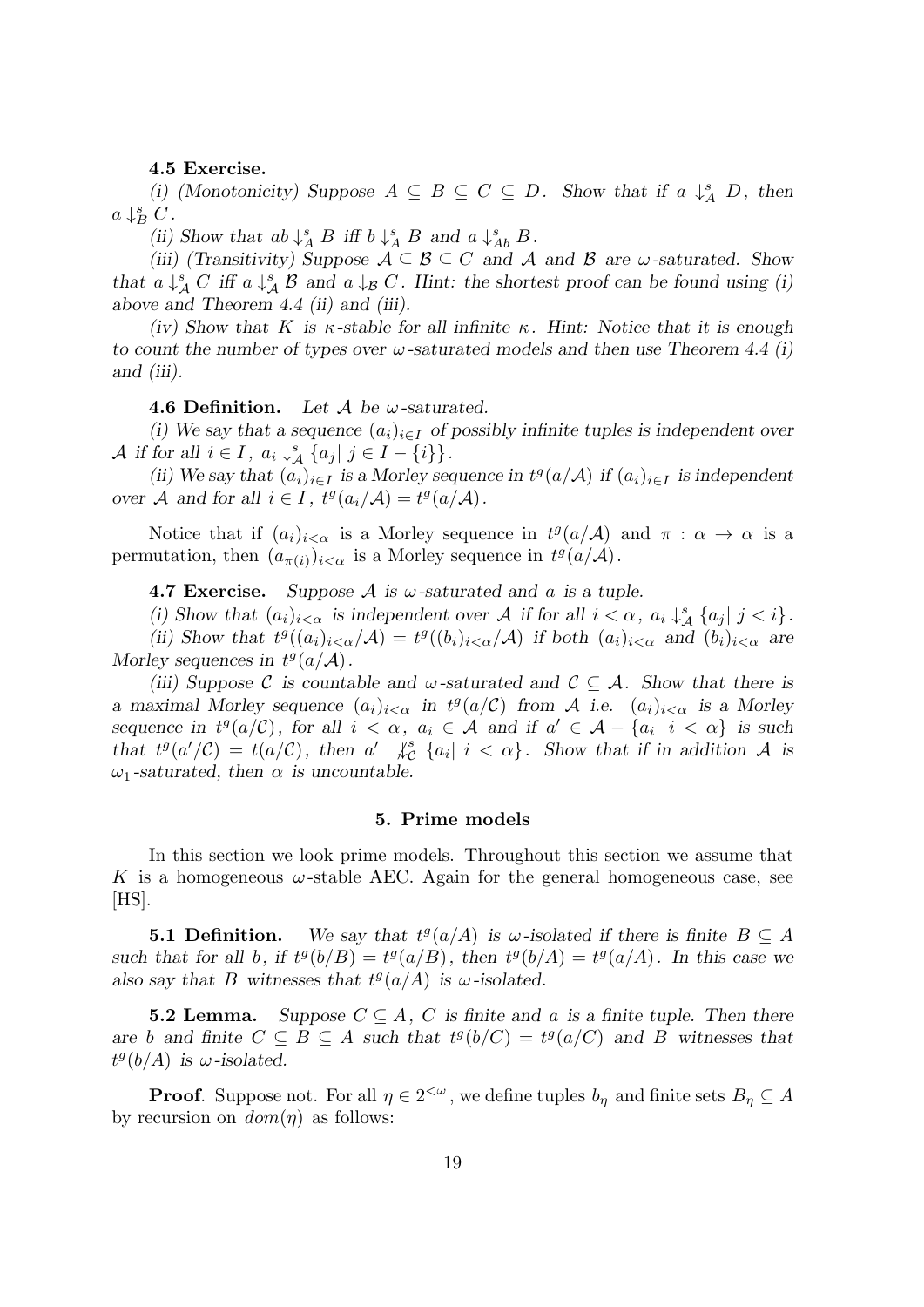**4.5 Exercise.**

*(i) (Monotonicity) Suppose $A \subseteq B \subseteq C \subseteq D$. Show that if $a \downarrow^s_A D$, then $a \downarrow^s_B C$.*

*(ii) Show that $ab \downarrow^s_A B$ iff $b \downarrow^s_A B$ and $a \downarrow^s_{Ab} B$.*

*(iii) (Transitivity) Suppose $\mathcal{A} \subseteq \mathcal{B} \subseteq C$ and $\mathcal{A}$ and $\mathcal{B}$ are $\omega$-saturated. Show that $a \downarrow^s_{\mathcal{A}} C$ iff $a \downarrow^s_{\mathcal{A}} \mathcal{B}$ and $a \downarrow_{\mathcal{B}} C$. Hint: the shortest proof can be found using (i) above and Theorem 4.4 (ii) and (iii).*

*(iv) Show that $K$ is $\kappa$-stable for all infinite $\kappa$. Hint: Notice that it is enough to count the number of types over $\omega$-saturated models and then use Theorem 4.4 (i) and (iii).*

**4.6 Definition.** *Let $\mathcal{A}$ be $\omega$-saturated.*

*(i) We say that a sequence $(a_i)_{i\in I}$ of possibly infinite tuples is independent over $\mathcal{A}$ if for all $i \in I$, $a_i \downarrow^s_{\mathcal{A}} \{a_j \mid j \in I - \{i\}\}$.*

*(ii) We say that $(a_i)_{i\in I}$ is a Morley sequence in $t^g(a/\mathcal{A})$ if $(a_i)_{i\in I}$ is independent over $\mathcal{A}$ and for all $i \in I$, $t^g(a_i/\mathcal{A}) = t^g(a/\mathcal{A})$.*

Notice that if $(a_i)_{i<\alpha}$ is a Morley sequence in $t^g(a/\mathcal{A})$ and $\pi : \alpha \to \alpha$ is a permutation, then $(a_{\pi(i)})_{i<\alpha}$ is a Morley sequence in $t^g(a/\mathcal{A})$.

**4.7 Exercise.** *Suppose $\mathcal{A}$ is $\omega$-saturated and $a$ is a tuple.*

*(i) Show that $(a_i)_{i<\alpha}$ is independent over $\mathcal{A}$ if for all $i < \alpha$, $a_i \downarrow^s_{\mathcal{A}} \{a_j \mid j < i\}$.*

*(ii) Show that $t^g((a_i)_{i<\alpha}/\mathcal{A}) = t^g((b_i)_{i<\alpha}/\mathcal{A})$ if both $(a_i)_{i<\alpha}$ and $(b_i)_{i<\alpha}$ are Morley sequences in $t^g(a/\mathcal{A})$.*

*(iii) Suppose $\mathcal{C}$ is countable and $\omega$-saturated and $\mathcal{C} \subseteq \mathcal{A}$. Show that there is a maximal Morley sequence $(a_i)_{i<\alpha}$ in $t^g(a/\mathcal{C})$ from $\mathcal{A}$ i.e. $(a_i)_{i<\alpha}$ is a Morley sequence in $t^g(a/\mathcal{C})$, for all $i < \alpha$, $a_i \in \mathcal{A}$ and if $a' \in \mathcal{A} - \{a_i \mid i < \alpha\}$ is such that $t^g(a'/\mathcal{C}) = t(a/\mathcal{C})$, then $a' \not\downarrow^s_{\mathcal{C}} \{a_i \mid i < \alpha\}$. Show that if in addition $\mathcal{A}$ is $\omega_1$-saturated, then $\alpha$ is uncountable.*

## 5. Prime models

In this section we look prime models. Throughout this section we assume that $K$ is a homogeneous $\omega$-stable AEC. Again for the general homogeneous case, see [HS].

**5.1 Definition.** *We say that $t^g(a/A)$ is $\omega$-isolated if there is finite $B \subseteq A$ such that for all $b$, if $t^g(b/B) = t^g(a/B)$, then $t^g(b/A) = t^g(a/A)$. In this case we also say that $B$ witnesses that $t^g(a/A)$ is $\omega$-isolated.*

**5.2 Lemma.** *Suppose $C \subseteq A$, $C$ is finite and $a$ is a finite tuple. Then there are $b$ and finite $C \subseteq B \subseteq A$ such that $t^g(b/C) = t^g(a/C)$ and $B$ witnesses that $t^g(b/A)$ is $\omega$-isolated.*

**Proof**. Suppose not. For all $\eta \in 2^{<\omega}$, we define tuples $b_\eta$ and finite sets $B_\eta \subseteq A$ by recursion on $dom(\eta)$ as follows: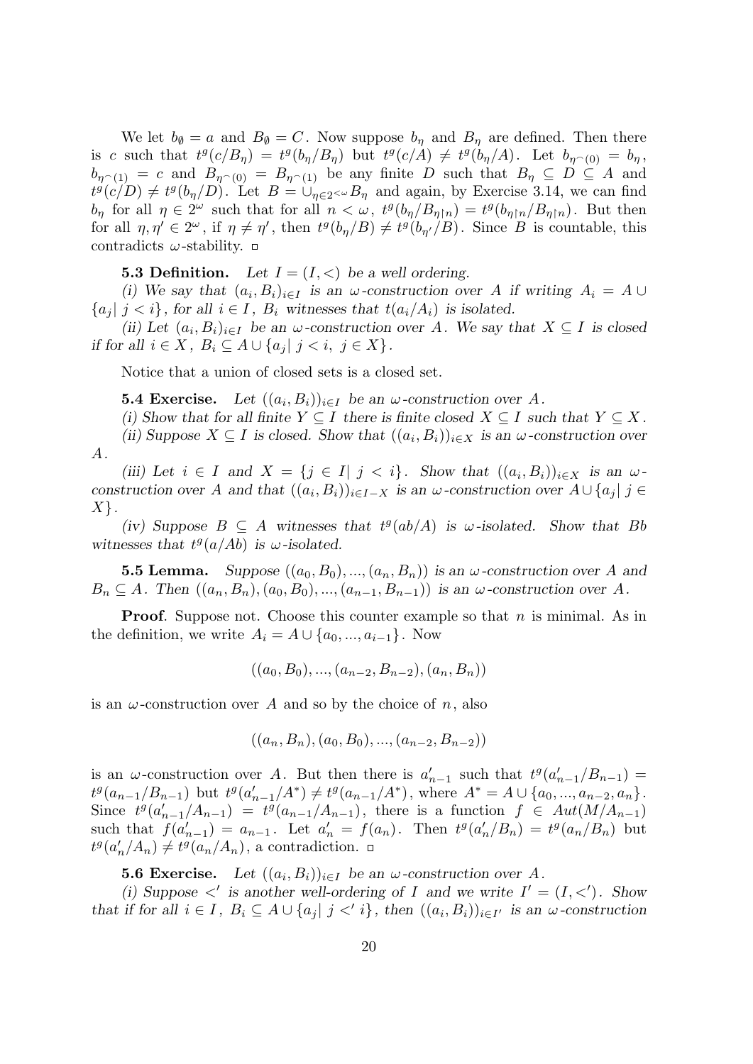We let $b_\emptyset = a$ and $B_\emptyset = C$. Now suppose $b_\eta$ and $B_\eta$ are defined. Then there is $c$ such that $t^g(c/B_\eta) = t^g(b_\eta/B_\eta)$ but $t^g(c/A) \neq t^g(b_\eta/A)$. Let $b_{\eta\frown(0)} = b_\eta$, $b_{\eta\frown(1)} = c$ and $B_{\eta\frown(0)} = B_{\eta\frown(1)}$ be any finite $D$ such that $B_\eta \subseteq D \subseteq A$ and $t^g(c/D) \neq t^g(b_\eta/D)$. Let $B = \cup_{\eta\in 2^{<\omega}} B_\eta$ and again, by Exercise 3.14, we can find $b_\eta$ for all $\eta \in 2^\omega$ such that for all $n < \omega$, $t^g(b_\eta/B_{\eta\restriction n}) = t^g(b_{\eta\restriction n}/B_{\eta\restriction n})$. But then for all $\eta, \eta' \in 2^\omega$, if $\eta \neq \eta'$, then $t^g(b_\eta/B) \neq t^g(b_{\eta'}/B)$. Since $B$ is countable, this contradicts $\omega$-stability. □

**5.3 Definition.** *Let $I = (I, <)$ be a well ordering.*

*(i) We say that $(a_i, B_i)_{i\in I}$ is an $\omega$-construction over $A$ if writing $A_i = A \cup \{a_j |\ j < i\}$, for all $i \in I$, $B_i$ witnesses that $t(a_i/A_i)$ is isolated.*

*(ii) Let $(a_i, B_i)_{i\in I}$ be an $\omega$-construction over $A$. We say that $X \subseteq I$ is closed if for all $i \in X$, $B_i \subseteq A \cup \{a_j |\ j < i,\ j \in X\}$.*

Notice that a union of closed sets is a closed set.

**5.4 Exercise.** *Let $((a_i, B_i))_{i\in I}$ be an $\omega$-construction over $A$.*

*(i) Show that for all finite $Y \subseteq I$ there is finite closed $X \subseteq I$ such that $Y \subseteq X$.*

*(ii) Suppose $X \subseteq I$ is closed. Show that $((a_i, B_i))_{i\in X}$ is an $\omega$-construction over $A$.*

*(iii) Let $i \in I$ and $X = \{j \in I |\ j < i\}$. Show that $((a_i, B_i))_{i\in X}$ is an $\omega$-construction over $A$ and that $((a_i, B_i))_{i\in I-X}$ is an $\omega$-construction over $A \cup \{a_j |\ j \in X\}$.*

*(iv) Suppose $B \subseteq A$ witnesses that $t^g(ab/A)$ is $\omega$-isolated. Show that $Bb$ witnesses that $t^g(a/Ab)$ is $\omega$-isolated.*

**5.5 Lemma.** *Suppose $((a_0, B_0), ..., (a_n, B_n))$ is an $\omega$-construction over $A$ and $B_n \subseteq A$. Then $((a_n, B_n), (a_0, B_0), ..., (a_{n-1}, B_{n-1}))$ is an $\omega$-construction over $A$.*

**Proof**. Suppose not. Choose this counter example so that $n$ is minimal. As in the definition, we write $A_i = A \cup \{a_0, ..., a_{i-1}\}$. Now

$$((a_0, B_0), ..., (a_{n-2}, B_{n-2}), (a_n, B_n))$$

is an $\omega$-construction over $A$ and so by the choice of $n$, also

$$((a_n, B_n), (a_0, B_0), ..., (a_{n-2}, B_{n-2}))$$

is an $\omega$-construction over $A$. But then there is $a'_{n-1}$ such that $t^g(a'_{n-1}/B_{n-1}) = t^g(a_{n-1}/B_{n-1})$ but $t^g(a'_{n-1}/A^*) \neq t^g(a_{n-1}/A^*)$, where $A^* = A \cup \{a_0, ..., a_{n-2}, a_n\}$. Since $t^g(a'_{n-1}/A_{n-1}) = t^g(a_{n-1}/A_{n-1})$, there is a function $f \in Aut(M/A_{n-1})$ such that $f(a'_{n-1}) = a_{n-1}$. Let $a'_n = f(a_n)$. Then $t^g(a'_n/B_n) = t^g(a_n/B_n)$ but $t^g(a'_n/A_n) \neq t^g(a_n/A_n)$, a contradiction. □

**5.6 Exercise.** *Let $((a_i, B_i))_{i\in I}$ be an $\omega$-construction over $A$.*

*(i) Suppose $<'$ is another well-ordering of $I$ and we write $I' = (I, <')$. Show that if for all $i \in I$, $B_i \subseteq A \cup \{a_j |\ j <' i\}$, then $((a_i, B_i))_{i\in I'}$ is an $\omega$-construction*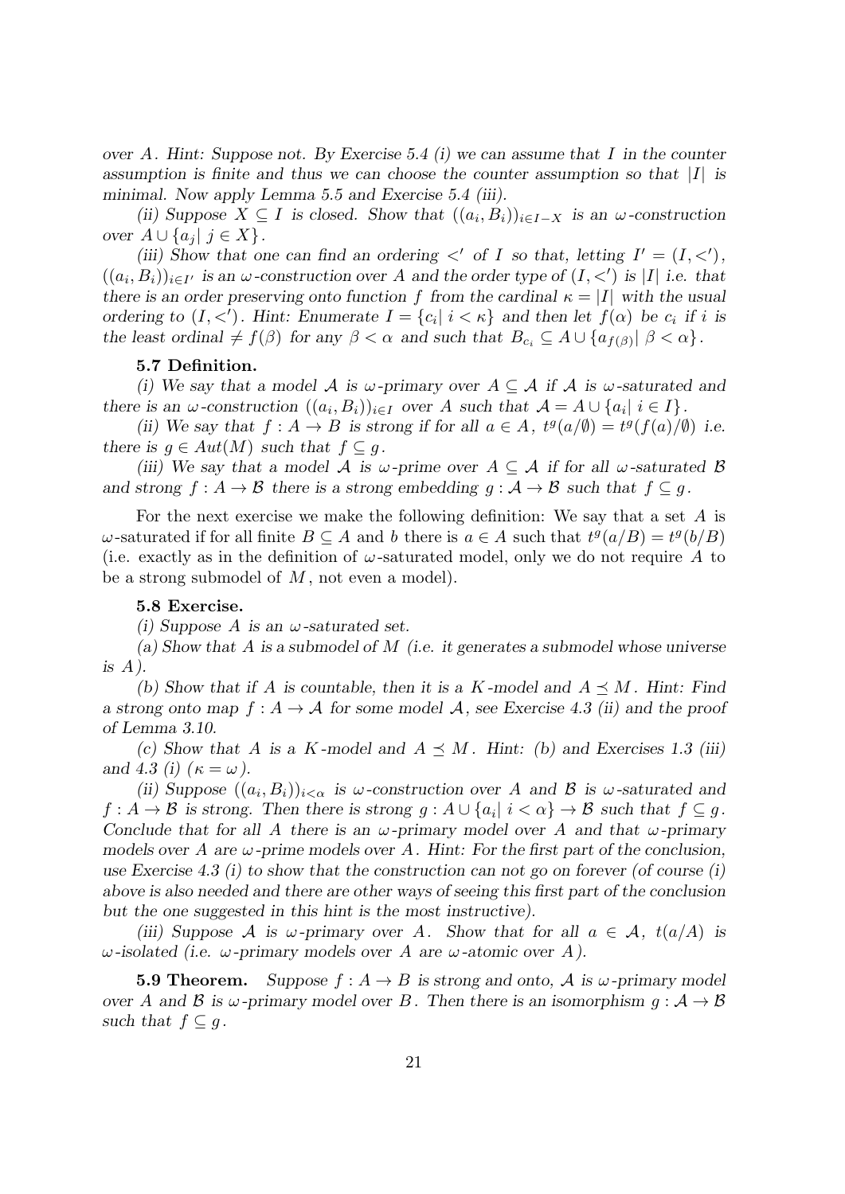*over $A$. Hint: Suppose not. By Exercise 5.4 (i) we can assume that $I$ in the counter assumption is finite and thus we can choose the counter assumption so that $|I|$ is minimal. Now apply Lemma 5.5 and Exercise 5.4 (iii).*

*(ii) Suppose $X \subseteq I$ is closed. Show that $((a_i, B_i))_{i \in I-X}$ is an $\omega$-construction over $A \cup \{a_j |\ j \in X\}$.*

*(iii) Show that one can find an ordering $<'$ of $I$ so that, letting $I' = (I, <')$, $((a_i, B_i))_{i \in I'}$ is an $\omega$-construction over $A$ and the order type of $(I, <')$ is $|I|$ i.e. that there is an order preserving onto function $f$ from the cardinal $\kappa = |I|$ with the usual ordering to $(I, <')$. Hint: Enumerate $I = \{c_i |\ i < \kappa\}$ and then let $f(\alpha)$ be $c_i$ if $i$ is the least ordinal $\neq f(\beta)$ for any $\beta < \alpha$ and such that $B_{c_i} \subseteq A \cup \{a_{f(\beta)} |\ \beta < \alpha\}$.*

**5.7 Definition.**

*(i) We say that a model $\mathcal{A}$ is $\omega$-primary over $A \subseteq \mathcal{A}$ if $\mathcal{A}$ is $\omega$-saturated and there is an $\omega$-construction $((a_i, B_i))_{i \in I}$ over $A$ such that $\mathcal{A} = A \cup \{a_i |\ i \in I\}$.*

*(ii) We say that $f : A \to B$ is strong if for all $a \in A$, $t^g(a/\emptyset) = t^g(f(a)/\emptyset)$ i.e. there is $g \in Aut(M)$ such that $f \subseteq g$.*

*(iii) We say that a model $\mathcal{A}$ is $\omega$-prime over $A \subseteq \mathcal{A}$ if for all $\omega$-saturated $\mathcal{B}$ and strong $f : A \to \mathcal{B}$ there is a strong embedding $g : \mathcal{A} \to \mathcal{B}$ such that $f \subseteq g$.*

For the next exercise we make the following definition: We say that a set $A$ is $\omega$-saturated if for all finite $B \subseteq A$ and $b$ there is $a \in A$ such that $t^g(a/B) = t^g(b/B)$ (i.e. exactly as in the definition of $\omega$-saturated model, only we do not require $A$ to be a strong submodel of $M$, not even a model).

**5.8 Exercise.**

*(i) Suppose $A$ is an $\omega$-saturated set.*

*(a) Show that $A$ is a submodel of $M$ (i.e. it generates a submodel whose universe is $A$).*

*(b) Show that if $A$ is countable, then it is a $K$-model and $A \preceq M$. Hint: Find a strong onto map $f : A \to \mathcal{A}$ for some model $\mathcal{A}$, see Exercise 4.3 (ii) and the proof of Lemma 3.10.*

*(c) Show that $A$ is a $K$-model and $A \preceq M$. Hint: (b) and Exercises 1.3 (iii) and 4.3 (i) ($\kappa = \omega$).*

*(ii) Suppose $((a_i, B_i))_{i<\alpha}$ is $\omega$-construction over $A$ and $\mathcal{B}$ is $\omega$-saturated and $f : A \to \mathcal{B}$ is strong. Then there is strong $g : A \cup \{a_i |\ i < \alpha\} \to \mathcal{B}$ such that $f \subseteq g$. Conclude that for all $A$ there is an $\omega$-primary model over $A$ and that $\omega$-primary models over $A$ are $\omega$-prime models over $A$. Hint: For the first part of the conclusion, use Exercise 4.3 (i) to show that the construction can not go on forever (of course (i) above is also needed and there are other ways of seeing this first part of the conclusion but the one suggested in this hint is the most instructive).*

*(iii) Suppose $\mathcal{A}$ is $\omega$-primary over $A$. Show that for all $a \in \mathcal{A}$, $t(a/A)$ is $\omega$-isolated (i.e. $\omega$-primary models over $A$ are $\omega$-atomic over $A$).*

**5.9 Theorem.** *Suppose $f : A \to B$ is strong and onto, $\mathcal{A}$ is $\omega$-primary model over $A$ and $\mathcal{B}$ is $\omega$-primary model over $B$. Then there is an isomorphism $g : \mathcal{A} \to \mathcal{B}$ such that $f \subseteq g$.*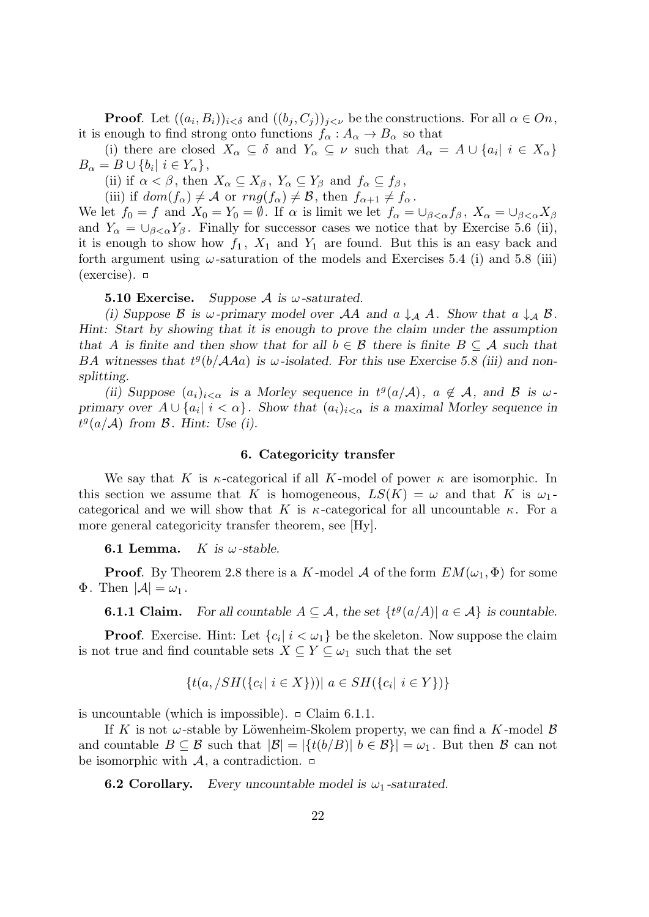**Proof**. Let $((a_i, B_i))_{i<\delta}$ and $((b_j, C_j))_{j<\nu}$ be the constructions. For all $\alpha \in On$, it is enough to find strong onto functions $f_\alpha : A_\alpha \to B_\alpha$ so that

(i) there are closed $X_\alpha \subseteq \delta$ and $Y_\alpha \subseteq \nu$ such that $A_\alpha = A \cup \{a_i|\ i \in X_\alpha\}$ $B_\alpha = B \cup \{b_i|\ i \in Y_\alpha\}$,

(ii) if $\alpha < \beta$, then $X_\alpha \subseteq X_\beta$, $Y_\alpha \subseteq Y_\beta$ and $f_\alpha \subseteq f_\beta$,

(iii) if $dom(f_\alpha) \neq \mathcal{A}$ or $rng(f_\alpha) \neq \mathcal{B}$, then $f_{\alpha+1} \neq f_\alpha$.

We let $f_0 = f$ and $X_0 = Y_0 = \emptyset$. If $\alpha$ is limit we let $f_\alpha = \cup_{\beta<\alpha} f_\beta$, $X_\alpha = \cup_{\beta<\alpha} X_\beta$ and $Y_\alpha = \cup_{\beta<\alpha} Y_\beta$. Finally for successor cases we notice that by Exercise 5.6 (ii), it is enough to show how $f_1$, $X_1$ and $Y_1$ are found. But this is an easy back and forth argument using $\omega$-saturation of the models and Exercises 5.4 (i) and 5.8 (iii) (exercise). □

**5.10 Exercise.** *Suppose $\mathcal{A}$ is $\omega$-saturated.*

*(i) Suppose $\mathcal{B}$ is $\omega$-primary model over $\mathcal{A}A$ and $a \downarrow_{\mathcal{A}} A$. Show that $a \downarrow_{\mathcal{A}} \mathcal{B}$. Hint: Start by showing that it is enough to prove the claim under the assumption that $A$ is finite and then show that for all $b \in \mathcal{B}$ there is finite $B \subseteq \mathcal{A}$ such that $BA$ witnesses that $t^g(b/\mathcal{A}Aa)$ is $\omega$-isolated. For this use Exercise 5.8 (iii) and non-splitting.*

*(ii) Suppose $(a_i)_{i<\alpha}$ is a Morley sequence in $t^g(a/\mathcal{A})$, $a \notin \mathcal{A}$, and $\mathcal{B}$ is $\omega$-primary over $A \cup \{a_i|\ i < \alpha\}$. Show that $(a_i)_{i<\alpha}$ is a maximal Morley sequence in $t^g(a/\mathcal{A})$ from $\mathcal{B}$. Hint: Use (i).*

## 6. Categoricity transfer

We say that $K$ is $\kappa$-categorical if all $K$-model of power $\kappa$ are isomorphic. In this section we assume that $K$ is homogeneous, $LS(K) = \omega$ and that $K$ is $\omega_1$-categorical and we will show that $K$ is $\kappa$-categorical for all uncountable $\kappa$. For a more general categoricity transfer theorem, see [Hy].

**6.1 Lemma.** *$K$ is $\omega$-stable.*

**Proof**. By Theorem 2.8 there is a $K$-model $\mathcal{A}$ of the form $EM(\omega_1, \Phi)$ for some $\Phi$. Then $|\mathcal{A}| = \omega_1$.

**6.1.1 Claim.** *For all countable $A \subseteq \mathcal{A}$, the set $\{t^g(a/A)|\ a \in \mathcal{A}\}$ is countable.*

**Proof**. Exercise. Hint: Let $\{c_i|\ i < \omega_1\}$ be the skeleton. Now suppose the claim is not true and find countable sets $X \subseteq Y \subseteq \omega_1$ such that the set

$$\{t(a, /SH(\{c_i|\ i \in X\}))|\ a \in SH(\{c_i|\ i \in Y\})\}$$

is uncountable (which is impossible). □ Claim 6.1.1.

If $K$ is not $\omega$-stable by Löwenheim-Skolem property, we can find a $K$-model $\mathcal{B}$ and countable $B \subseteq \mathcal{B}$ such that $|\mathcal{B}| = |\{t(b/B)|\ b \in \mathcal{B}\}| = \omega_1$. But then $\mathcal{B}$ can not be isomorphic with $\mathcal{A}$, a contradiction. □

**6.2 Corollary.** *Every uncountable model is $\omega_1$-saturated.*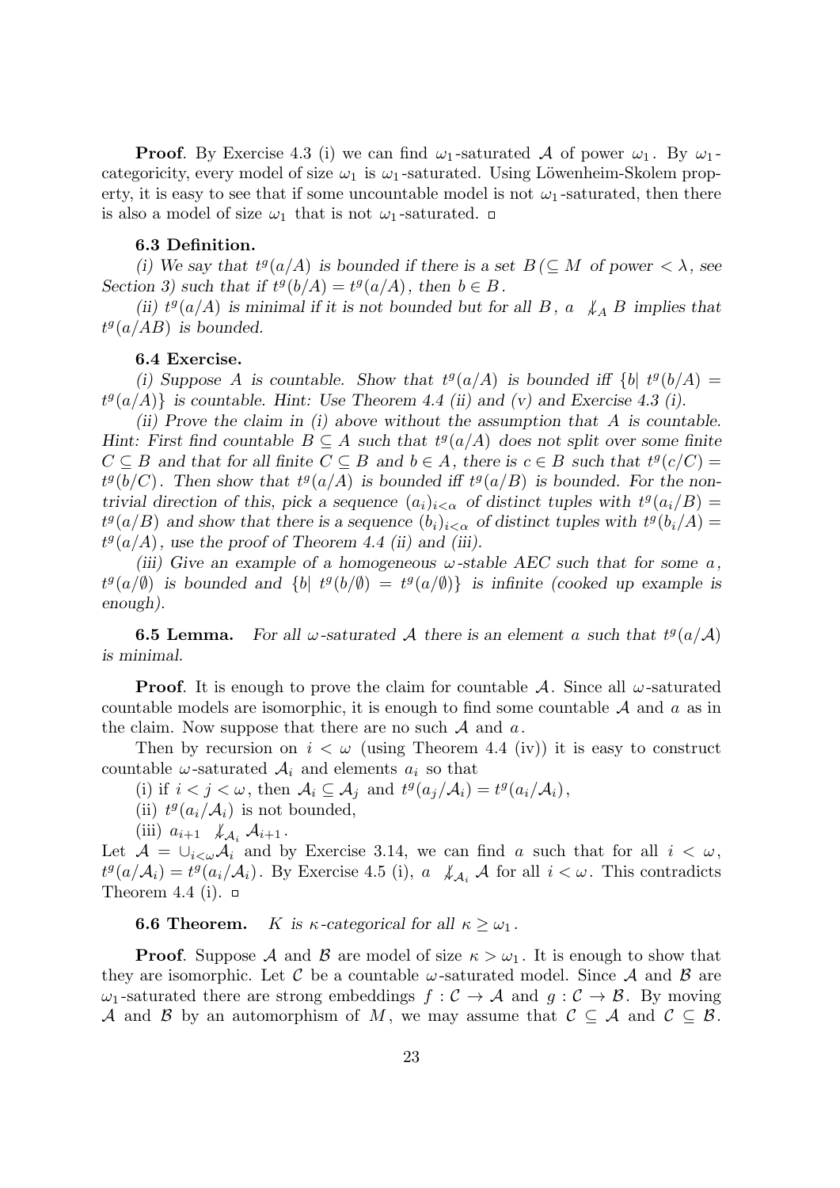**Proof**. By Exercise 4.3 (i) we can find $\omega_1$-saturated $\mathcal{A}$ of power $\omega_1$. By $\omega_1$-categoricity, every model of size $\omega_1$ is $\omega_1$-saturated. Using Löwenheim-Skolem property, it is easy to see that if some uncountable model is not $\omega_1$-saturated, then there is also a model of size $\omega_1$ that is not $\omega_1$-saturated. □

**6.3 Definition.**

*(i) We say that $t^g(a/A)$ is bounded if there is a set $B\,(\subseteq M$ of power $< \lambda$, see Section 3) such that if $t^g(b/A) = t^g(a/A)$, then $b \in B$.*

*(ii) $t^g(a/A)$ is minimal if it is not bounded but for all $B$, $a \not\downarrow_A B$ implies that $t^g(a/AB)$ is bounded.*

**6.4 Exercise.**

*(i) Suppose $A$ is countable. Show that $t^g(a/A)$ is bounded iff $\{b|\ t^g(b/A) = t^g(a/A)\}$ is countable. Hint: Use Theorem 4.4 (ii) and (v) and Exercise 4.3 (i).*

*(ii) Prove the claim in (i) above without the assumption that $A$ is countable. Hint: First find countable $B \subseteq A$ such that $t^g(a/A)$ does not split over some finite $C \subseteq B$ and that for all finite $C \subseteq B$ and $b \in A$, there is $c \in B$ such that $t^g(c/C) = t^g(b/C)$. Then show that $t^g(a/A)$ is bounded iff $t^g(a/B)$ is bounded. For the non-trivial direction of this, pick a sequence $(a_i)_{i<\alpha}$ of distinct tuples with $t^g(a_i/B) = t^g(a/B)$ and show that there is a sequence $(b_i)_{i<\alpha}$ of distinct tuples with $t^g(b_i/A) = t^g(a/A)$, use the proof of Theorem 4.4 (ii) and (iii).*

*(iii) Give an example of a homogeneous $\omega$-stable AEC such that for some $a$, $t^g(a/\emptyset)$ is bounded and $\{b|\ t^g(b/\emptyset) = t^g(a/\emptyset)\}$ is infinite (cooked up example is enough).*

**6.5 Lemma.** *For all $\omega$-saturated $\mathcal{A}$ there is an element $a$ such that $t^g(a/\mathcal{A})$ is minimal.*

**Proof**. It is enough to prove the claim for countable $\mathcal{A}$. Since all $\omega$-saturated countable models are isomorphic, it is enough to find some countable $\mathcal{A}$ and $a$ as in the claim. Now suppose that there are no such $\mathcal{A}$ and $a$.

Then by recursion on $i < \omega$ (using Theorem 4.4 (iv)) it is easy to construct countable $\omega$-saturated $\mathcal{A}_i$ and elements $a_i$ so that

(i) if $i < j < \omega$, then $\mathcal{A}_i \subseteq \mathcal{A}_j$ and $t^g(a_j/\mathcal{A}_i) = t^g(a_i/\mathcal{A}_i)$,

(ii) $t^g(a_i/\mathcal{A}_i)$ is not bounded,

(iii) $a_{i+1} \not\downarrow_{\mathcal{A}_i} \mathcal{A}_{i+1}$.

Let $\mathcal{A} = \cup_{i<\omega}\mathcal{A}_i$ and by Exercise 3.14, we can find $a$ such that for all $i < \omega$, $t^g(a/\mathcal{A}_i) = t^g(a_i/\mathcal{A}_i)$. By Exercise 4.5 (i), $a \not\downarrow_{\mathcal{A}_i} \mathcal{A}$ for all $i < \omega$. This contradicts Theorem 4.4 (i). □

**6.6 Theorem.** *$K$ is $\kappa$-categorical for all $\kappa \geq \omega_1$.*

**Proof**. Suppose $\mathcal{A}$ and $\mathcal{B}$ are model of size $\kappa > \omega_1$. It is enough to show that they are isomorphic. Let $\mathcal{C}$ be a countable $\omega$-saturated model. Since $\mathcal{A}$ and $\mathcal{B}$ are $\omega_1$-saturated there are strong embeddings $f : \mathcal{C} \to \mathcal{A}$ and $g : \mathcal{C} \to \mathcal{B}$. By moving $\mathcal{A}$ and $\mathcal{B}$ by an automorphism of $M$, we may assume that $\mathcal{C} \subseteq \mathcal{A}$ and $\mathcal{C} \subseteq \mathcal{B}$.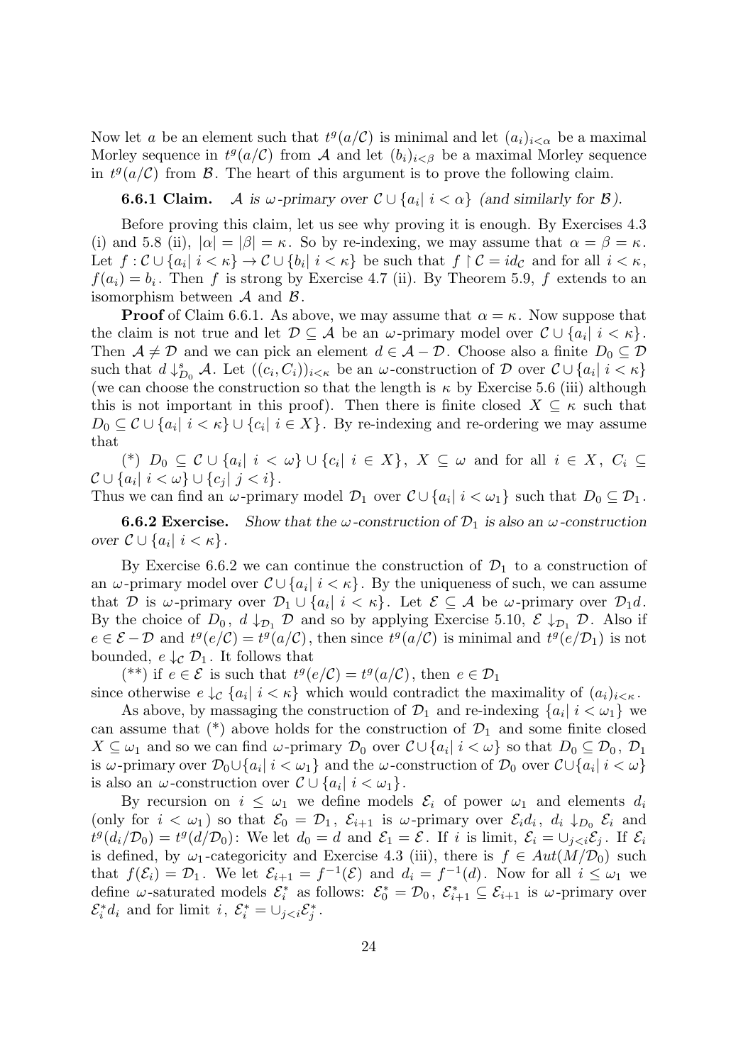Now let $a$ be an element such that $t^g(a/\mathcal{C})$ is minimal and let $(a_i)_{i<\alpha}$ be a maximal Morley sequence in $t^g(a/\mathcal{C})$ from $\mathcal{A}$ and let $(b_i)_{i<\beta}$ be a maximal Morley sequence in $t^g(a/\mathcal{C})$ from $\mathcal{B}$. The heart of this argument is to prove the following claim.

**6.6.1 Claim.** *$\mathcal{A}$ is $\omega$-primary over $\mathcal{C} \cup \{a_i|\ i < \alpha\}$ (and similarly for $\mathcal{B}$).*

Before proving this claim, let us see why proving it is enough. By Exercises 4.3 (i) and 5.8 (ii), $|\alpha| = |\beta| = \kappa$. So by re-indexing, we may assume that $\alpha = \beta = \kappa$. Let $f : \mathcal{C} \cup \{a_i|\ i < \kappa\} \to \mathcal{C} \cup \{b_i|\ i < \kappa\}$ be such that $f \restriction \mathcal{C} = id_{\mathcal{C}}$ and for all $i < \kappa$, $f(a_i) = b_i$. Then $f$ is strong by Exercise 4.7 (ii). By Theorem 5.9, $f$ extends to an isomorphism between $\mathcal{A}$ and $\mathcal{B}$.

**Proof** of Claim 6.6.1. As above, we may assume that $\alpha = \kappa$. Now suppose that the claim is not true and let $\mathcal{D} \subseteq \mathcal{A}$ be an $\omega$-primary model over $\mathcal{C} \cup \{a_i|\ i < \kappa\}$. Then $\mathcal{A} \neq \mathcal{D}$ and we can pick an element $d \in \mathcal{A} - \mathcal{D}$. Choose also a finite $D_0 \subseteq \mathcal{D}$ such that $d \downarrow^s_{D_0} \mathcal{A}$. Let $((c_i, C_i))_{i<\kappa}$ be an $\omega$-construction of $\mathcal{D}$ over $\mathcal{C} \cup \{a_i|\ i < \kappa\}$ (we can choose the construction so that the length is $\kappa$ by Exercise 5.6 (iii) although this is not important in this proof). Then there is finite closed $X \subseteq \kappa$ such that $D_0 \subseteq \mathcal{C} \cup \{a_i|\ i < \kappa\} \cup \{c_i|\ i \in X\}$. By re-indexing and re-ordering we may assume that

(\*) $D_0 \subseteq \mathcal{C} \cup \{a_i|\ i < \omega\} \cup \{c_i|\ i \in X\}$, $X \subseteq \omega$ and for all $i \in X$, $C_i \subseteq \mathcal{C} \cup \{a_i|\ i < \omega\} \cup \{c_j|\ j < i\}$.

Thus we can find an $\omega$-primary model $\mathcal{D}_1$ over $\mathcal{C} \cup \{a_i|\ i < \omega_1\}$ such that $D_0 \subseteq \mathcal{D}_1$.

**6.6.2 Exercise.** *Show that the $\omega$-construction of $\mathcal{D}_1$ is also an $\omega$-construction over $\mathcal{C} \cup \{a_i|\ i < \kappa\}$.*

By Exercise 6.6.2 we can continue the construction of $\mathcal{D}_1$ to a construction of an $\omega$-primary model over $\mathcal{C} \cup \{a_i|\ i < \kappa\}$. By the uniqueness of such, we can assume that $\mathcal{D}$ is $\omega$-primary over $\mathcal{D}_1 \cup \{a_i|\ i < \kappa\}$. Let $\mathcal{E} \subseteq \mathcal{A}$ be $\omega$-primary over $\mathcal{D}_1 d$. By the choice of $D_0$, $d \downarrow_{\mathcal{D}_1} \mathcal{D}$ and so by applying Exercise 5.10, $\mathcal{E} \downarrow_{\mathcal{D}_1} \mathcal{D}$. Also if $e \in \mathcal{E} - \mathcal{D}$ and $t^g(e/\mathcal{C}) = t^g(a/\mathcal{C})$, then since $t^g(a/\mathcal{C})$ is minimal and $t^g(e/\mathcal{D}_1)$ is not bounded, $e \downarrow_{\mathcal{C}} \mathcal{D}_1$. It follows that

(\*\*) if $e \in \mathcal{E}$ is such that $t^g(e/\mathcal{C}) = t^g(a/\mathcal{C})$, then $e \in \mathcal{D}_1$

since otherwise $e \downarrow_{\mathcal{C}} \{a_i|\ i < \kappa\}$ which would contradict the maximality of $(a_i)_{i<\kappa}$.

As above, by massaging the construction of $\mathcal{D}_1$ and re-indexing $\{a_i|\ i < \omega_1\}$ we can assume that (\*) above holds for the construction of $\mathcal{D}_1$ and some finite closed $X \subseteq \omega_1$ and so we can find $\omega$-primary $\mathcal{D}_0$ over $\mathcal{C} \cup \{a_i|\ i < \omega\}$ so that $D_0 \subseteq \mathcal{D}_0$, $\mathcal{D}_1$ is $\omega$-primary over $\mathcal{D}_0 \cup \{a_i|\ i < \omega_1\}$ and the $\omega$-construction of $\mathcal{D}_0$ over $\mathcal{C} \cup \{a_i|\ i < \omega\}$ is also an $\omega$-construction over $\mathcal{C} \cup \{a_i|\ i < \omega_1\}$.

By recursion on $i \leq \omega_1$ we define models $\mathcal{E}_i$ of power $\omega_1$ and elements $d_i$ (only for $i < \omega_1$) so that $\mathcal{E}_0 = \mathcal{D}_1$, $\mathcal{E}_{i+1}$ is $\omega$-primary over $\mathcal{E}_i d_i$, $d_i \downarrow_{D_0} \mathcal{E}_i$ and $t^g(d_i/\mathcal{D}_0) = t^g(d/\mathcal{D}_0)$: We let $d_0 = d$ and $\mathcal{E}_1 = \mathcal{E}$. If $i$ is limit, $\mathcal{E}_i = \cup_{j<i}\mathcal{E}_j$. If $\mathcal{E}_i$ is defined, by $\omega_1$-categoricity and Exercise 4.3 (iii), there is $f \in Aut(M/\mathcal{D}_0)$ such that $f(\mathcal{E}_i) = \mathcal{D}_1$. We let $\mathcal{E}_{i+1} = f^{-1}(\mathcal{E})$ and $d_i = f^{-1}(d)$. Now for all $i \leq \omega_1$ we define $\omega$-saturated models $\mathcal{E}^*_i$ as follows: $\mathcal{E}^*_0 = \mathcal{D}_0$, $\mathcal{E}^*_{i+1} \subseteq \mathcal{E}_{i+1}$ is $\omega$-primary over $\mathcal{E}^*_i d_i$ and for limit $i$, $\mathcal{E}^*_i = \cup_{j<i}\mathcal{E}^*_j$.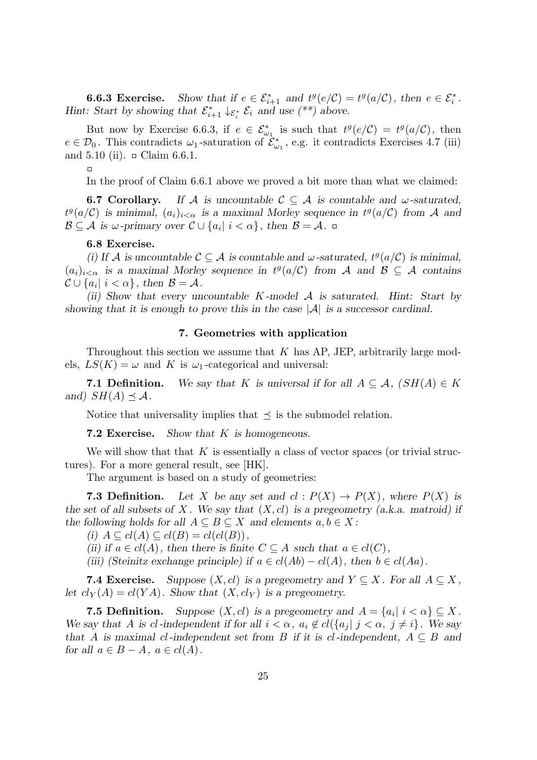**6.6.3 Exercise.** *Show that if $e \in \mathcal{E}^*_{i+1}$ and $t^g(e/\mathcal{C}) = t^g(a/\mathcal{C})$, then $e \in \mathcal{E}^*_i$. Hint: Start by showing that $\mathcal{E}^*_{i+1} \downarrow_{\mathcal{E}^*_i} \mathcal{E}_i$ and use (\*\*) above.*

But now by Exercise 6.6.3, if $e \in \mathcal{E}^*_{\omega_1}$ is such that $t^g(e/\mathcal{C}) = t^g(a/\mathcal{C})$, then $e \in \mathcal{D}_0$. This contradicts $\omega_1$-saturation of $\mathcal{E}^*_{\omega_1}$, e.g. it contradicts Exercises 4.7 (iii) and 5.10 (ii). □ Claim 6.6.1.

□

In the proof of Claim 6.6.1 above we proved a bit more than what we claimed:

**6.7 Corollary.** *If $\mathcal{A}$ is uncountable $\mathcal{C} \subseteq \mathcal{A}$ is countable and $\omega$-saturated, $t^g(a/\mathcal{C})$ is minimal, $(a_i)_{i<\alpha}$ is a maximal Morley sequence in $t^g(a/\mathcal{C})$ from $\mathcal{A}$ and $\mathcal{B} \subseteq \mathcal{A}$ is $\omega$-primary over $\mathcal{C} \cup \{a_i |\ i < \alpha\}$, then $\mathcal{B} = \mathcal{A}$.* □

**6.8 Exercise.**

*(i) If $\mathcal{A}$ is uncountable $\mathcal{C} \subseteq \mathcal{A}$ is countable and $\omega$-saturated, $t^g(a/\mathcal{C})$ is minimal, $(a_i)_{i<\alpha}$ is a maximal Morley sequence in $t^g(a/\mathcal{C})$ from $\mathcal{A}$ and $\mathcal{B} \subseteq \mathcal{A}$ contains $\mathcal{C} \cup \{a_i |\ i < \alpha\}$, then $\mathcal{B} = \mathcal{A}$.*

*(ii) Show that every uncountable $K$-model $\mathcal{A}$ is saturated. Hint: Start by showing that it is enough to prove this in the case $|\mathcal{A}|$ is a successor cardinal.*

## 7. Geometries with application

Throughout this section we assume that $K$ has AP, JEP, arbitrarily large models, $LS(K) = \omega$ and $K$ is $\omega_1$-categorical and universal:

**7.1 Definition.** *We say that $K$ is universal if for all $A \subseteq \mathcal{A}$, ($SH(A) \in K$ and) $SH(A) \preceq \mathcal{A}$.*

Notice that universality implies that $\preceq$ is the submodel relation.

**7.2 Exercise.** *Show that $K$ is homogeneous.*

We will show that that $K$ is essentially a class of vector spaces (or trivial structures). For a more general result, see [HK].

The argument is based on a study of geometries:

**7.3 Definition.** *Let $X$ be any set and $cl : P(X) \to P(X)$, where $P(X)$ is the set of all subsets of $X$. We say that $(X, cl)$ is a pregeometry (a.k.a. matroid) if the following holds for all $A \subseteq B \subseteq X$ and elements $a, b \in X$:*

*(i) $A \subseteq cl(A) \subseteq cl(B) = cl(cl(B))$,*

*(ii) if $a \in cl(A)$, then there is finite $C \subseteq A$ such that $a \in cl(C)$,*

*(iii) (Steinitz exchange principle) if $a \in cl(Ab) - cl(A)$, then $b \in cl(Aa)$.*

**7.4 Exercise.** *Suppose $(X, cl)$ is a pregeometry and $Y \subseteq X$. For all $A \subseteq X$, let $cl_Y(A) = cl(YA)$. Show that $(X, cl_Y)$ is a pregeometry.*

**7.5 Definition.** *Suppose $(X, cl)$ is a pregeometry and $A = \{a_i |\ i < \alpha\} \subseteq X$. We say that $A$ is $cl$-independent if for all $i < \alpha$, $a_i \notin cl(\{a_j |\ j < \alpha,\ j \neq i\})$. We say that $A$ is maximal $cl$-independent set from $B$ if it is $cl$-independent, $A \subseteq B$ and for all $a \in B - A$, $a \in cl(A)$.*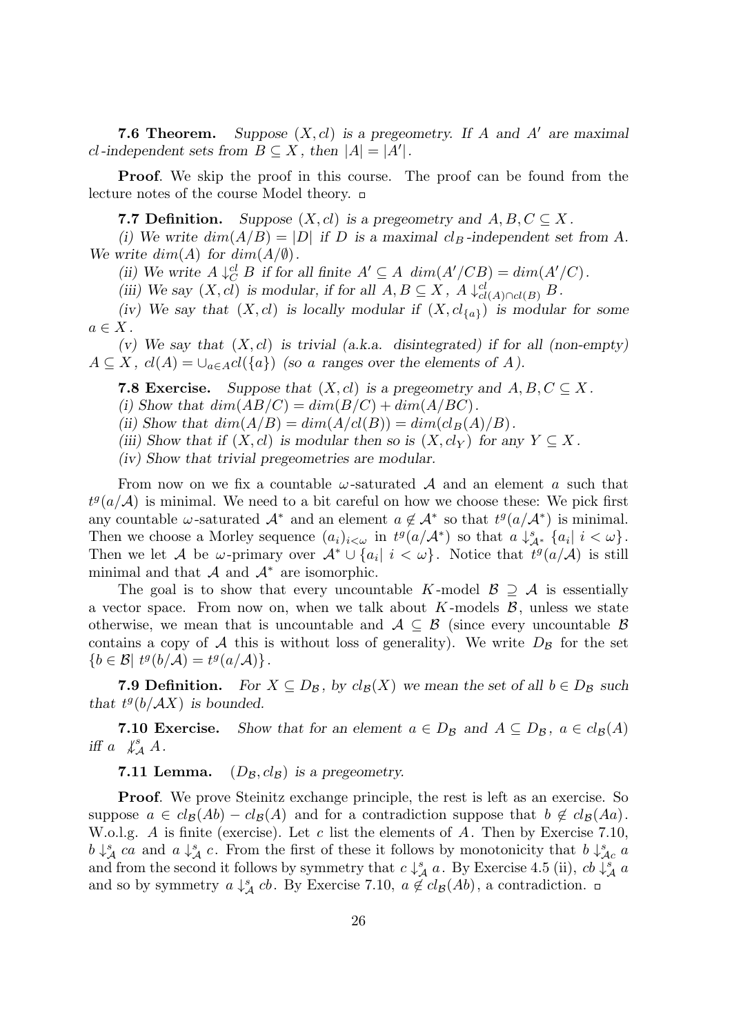**7.6 Theorem.** *Suppose $(X, cl)$ is a pregeometry. If $A$ and $A'$ are maximal $cl$-independent sets from $B \subseteq X$, then $|A| = |A'|$.*

**Proof**. We skip the proof in this course. The proof can be found from the lecture notes of the course Model theory. □

**7.7 Definition.** *Suppose $(X, cl)$ is a pregeometry and $A, B, C \subseteq X$.*

*(i) We write $dim(A/B) = |D|$ if $D$ is a maximal $cl_B$-independent set from $A$. We write $dim(A)$ for $dim(A/\emptyset)$.*

*(ii) We write $A \downarrow^{cl}_C B$ if for all finite $A' \subseteq A$ $dim(A'/CB) = dim(A'/C)$.*

*(iii) We say $(X, cl)$ is modular, if for all $A, B \subseteq X$, $A \downarrow^{cl}_{cl(A) \cap cl(B)} B$.*

*(iv) We say that $(X, cl)$ is locally modular if $(X, cl_{\{a\}})$ is modular for some $a \in X$.*

*(v) We say that $(X, cl)$ is trivial (a.k.a. disintegrated) if for all (non-empty) $A \subseteq X$, $cl(A) = \cup_{a \in A} cl(\{a\})$ (so $a$ ranges over the elements of $A$).*

**7.8 Exercise.** *Suppose that $(X, cl)$ is a pregeometry and $A, B, C \subseteq X$.*

*(i) Show that $dim(AB/C) = dim(B/C) + dim(A/BC)$.*

*(ii) Show that $dim(A/B) = dim(A/cl(B)) = dim(cl_B(A)/B)$.*

*(iii) Show that if $(X, cl)$ is modular then so is $(X, cl_Y)$ for any $Y \subseteq X$.*

*(iv) Show that trivial pregeometries are modular.*

From now on we fix a countable $\omega$-saturated $\mathcal{A}$ and an element $a$ such that $t^g(a/\mathcal{A})$ is minimal. We need to a bit careful on how we choose these: We pick first any countable $\omega$-saturated $\mathcal{A}^*$ and an element $a \notin \mathcal{A}^*$ so that $t^g(a/\mathcal{A}^*)$ is minimal. Then we choose a Morley sequence $(a_i)_{i<\omega}$ in $t^g(a/\mathcal{A}^*)$ so that $a \downarrow^s_{\mathcal{A}^*} \{a_i |\ i < \omega\}$. Then we let $\mathcal{A}$ be $\omega$-primary over $\mathcal{A}^* \cup \{a_i |\ i < \omega\}$. Notice that $t^g(a/\mathcal{A})$ is still minimal and that $\mathcal{A}$ and $\mathcal{A}^*$ are isomorphic.

The goal is to show that every uncountable $K$-model $\mathcal{B} \supseteq \mathcal{A}$ is essentially a vector space. From now on, when we talk about $K$-models $\mathcal{B}$, unless we state otherwise, we mean that is uncountable and $\mathcal{A} \subseteq \mathcal{B}$ (since every uncountable $\mathcal{B}$ contains a copy of $\mathcal{A}$ this is without loss of generality). We write $D_{\mathcal{B}}$ for the set $\{b \in \mathcal{B} |\ t^g(b/\mathcal{A}) = t^g(a/\mathcal{A})\}$.

**7.9 Definition.** *For $X \subseteq D_{\mathcal{B}}$, by $cl_{\mathcal{B}}(X)$ we mean the set of all $b \in D_{\mathcal{B}}$ such that $t^g(b/\mathcal{A}X)$ is bounded.*

**7.10 Exercise.** *Show that for an element $a \in D_{\mathcal{B}}$ and $A \subseteq D_{\mathcal{B}}$, $a \in cl_{\mathcal{B}}(A)$ iff $a \not\downarrow^s_{\mathcal{A}} A$.*

**7.11 Lemma.** *$(D_{\mathcal{B}}, cl_{\mathcal{B}})$ is a pregeometry.*

**Proof**. We prove Steinitz exchange principle, the rest is left as an exercise. So suppose $a \in cl_{\mathcal{B}}(Ab) - cl_{\mathcal{B}}(A)$ and for a contradiction suppose that $b \notin cl_{\mathcal{B}}(Aa)$. W.o.l.g. $A$ is finite (exercise). Let $c$ list the elements of $A$. Then by Exercise 7.10, $b \downarrow^s_{\mathcal{A}} ca$ and $a \downarrow^s_{\mathcal{A}} c$. From the first of these it follows by monotonicity that $b \downarrow^s_{\mathcal{A}c} a$ and from the second it follows by symmetry that $c \downarrow^s_{\mathcal{A}} a$. By Exercise 4.5 (ii), $cb \downarrow^s_{\mathcal{A}} a$ and so by symmetry $a \downarrow^s_{\mathcal{A}} cb$. By Exercise 7.10, $a \notin cl_{\mathcal{B}}(Ab)$, a contradiction. □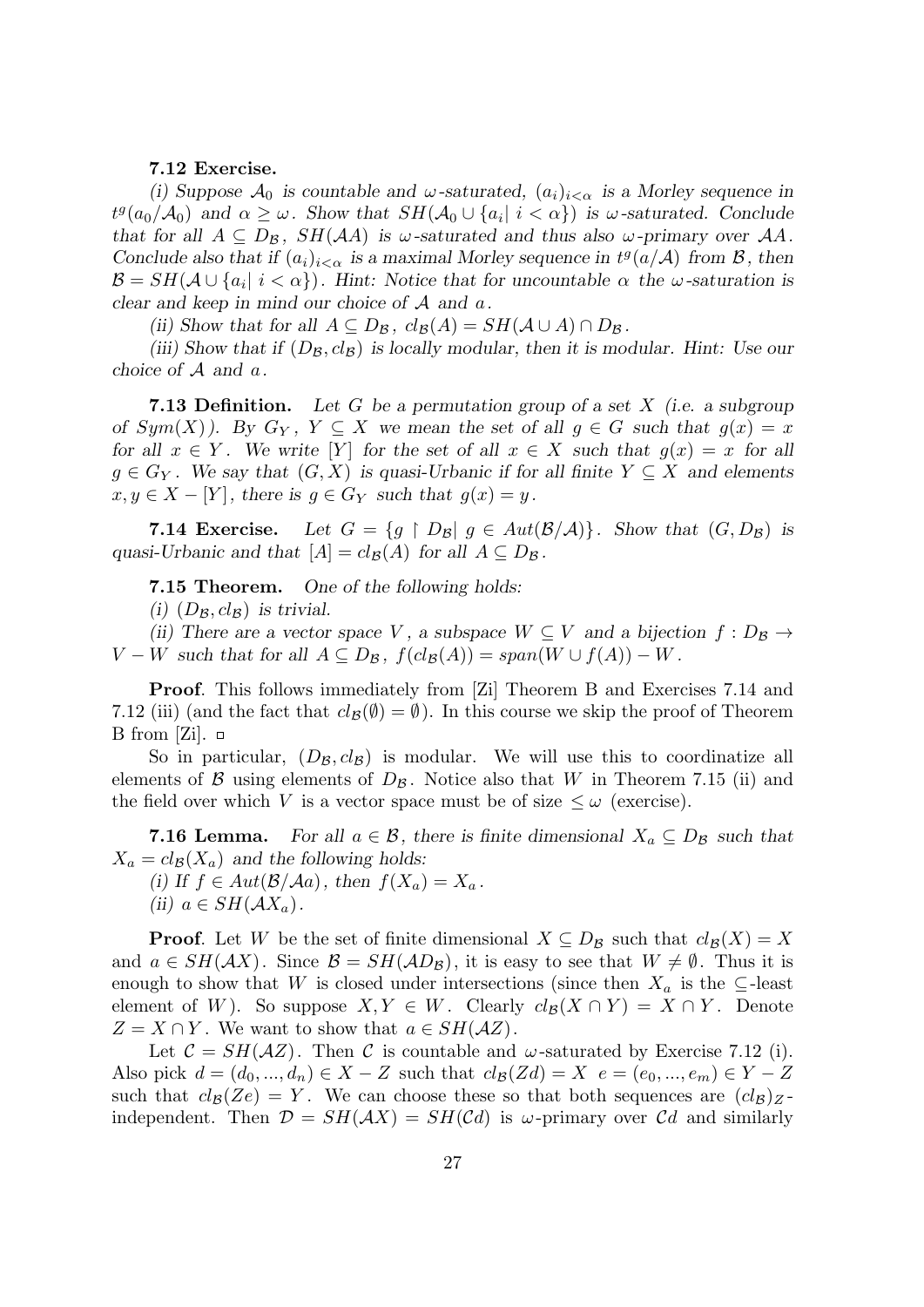**7.12 Exercise.**

*(i) Suppose $\mathcal{A}_0$ is countable and $\omega$-saturated, $(a_i)_{i<\alpha}$ is a Morley sequence in $t^g(a_0/\mathcal{A}_0)$ and $\alpha \geq \omega$. Show that $SH(\mathcal{A}_0 \cup \{a_i|\ i < \alpha\})$ is $\omega$-saturated. Conclude that for all $A \subseteq D_{\mathcal{B}}$, $SH(\mathcal{A}A)$ is $\omega$-saturated and thus also $\omega$-primary over $\mathcal{A}A$. Conclude also that if $(a_i)_{i<\alpha}$ is a maximal Morley sequence in $t^g(a/\mathcal{A})$ from $\mathcal{B}$, then $\mathcal{B} = SH(\mathcal{A} \cup \{a_i|\ i < \alpha\})$. Hint: Notice that for uncountable $\alpha$ the $\omega$-saturation is clear and keep in mind our choice of $\mathcal{A}$ and $a$.*

*(ii) Show that for all $A \subseteq D_{\mathcal{B}}$, $cl_{\mathcal{B}}(A) = SH(\mathcal{A} \cup A) \cap D_{\mathcal{B}}$.*

*(iii) Show that if $(D_{\mathcal{B}}, cl_{\mathcal{B}})$ is locally modular, then it is modular. Hint: Use our choice of $\mathcal{A}$ and $a$.*

**7.13 Definition.** *Let $G$ be a permutation group of a set $X$ (i.e. a subgroup of $Sym(X)$). By $G_Y$, $Y \subseteq X$ we mean the set of all $g \in G$ such that $g(x) = x$ for all $x \in Y$. We write $[Y]$ for the set of all $x \in X$ such that $g(x) = x$ for all $g \in G_Y$. We say that $(G, X)$ is quasi-Urbanic if for all finite $Y \subseteq X$ and elements $x, y \in X - [Y]$, there is $g \in G_Y$ such that $g(x) = y$.*

**7.14 Exercise.** *Let $G = \{g \restriction D_{\mathcal{B}}|\ g \in Aut(\mathcal{B}/\mathcal{A})\}$. Show that $(G, D_{\mathcal{B}})$ is quasi-Urbanic and that $[A] = cl_{\mathcal{B}}(A)$ for all $A \subseteq D_{\mathcal{B}}$.*

**7.15 Theorem.** *One of the following holds:*

*(i) $(D_{\mathcal{B}}, cl_{\mathcal{B}})$ is trivial.*

*(ii) There are a vector space $V$, a subspace $W \subseteq V$ and a bijection $f : D_{\mathcal{B}} \to V - W$ such that for all $A \subseteq D_{\mathcal{B}}$, $f(cl_{\mathcal{B}}(A)) = span(W \cup f(A)) - W$.*

**Proof**. This follows immediately from [Zi] Theorem B and Exercises 7.14 and 7.12 (iii) (and the fact that $cl_{\mathcal{B}}(\emptyset) = \emptyset$). In this course we skip the proof of Theorem B from [Zi]. □

So in particular, $(D_{\mathcal{B}}, cl_{\mathcal{B}})$ is modular. We will use this to coordinatize all elements of $\mathcal{B}$ using elements of $D_{\mathcal{B}}$. Notice also that $W$ in Theorem 7.15 (ii) and the field over which $V$ is a vector space must be of size $\leq \omega$ (exercise).

**7.16 Lemma.** *For all $a \in \mathcal{B}$, there is finite dimensional $X_a \subseteq D_{\mathcal{B}}$ such that $X_a = cl_{\mathcal{B}}(X_a)$ and the following holds:*

*(i) If $f \in Aut(\mathcal{B}/\mathcal{A}a)$, then $f(X_a) = X_a$.*

*(ii) $a \in SH(\mathcal{A}X_a)$.*

**Proof**. Let $W$ be the set of finite dimensional $X \subseteq D_{\mathcal{B}}$ such that $cl_{\mathcal{B}}(X) = X$ and $a \in SH(\mathcal{A}X)$. Since $\mathcal{B} = SH(\mathcal{A}D_{\mathcal{B}})$, it is easy to see that $W \neq \emptyset$. Thus it is enough to show that $W$ is closed under intersections (since then $X_a$ is the $\subseteq$-least element of $W$). So suppose $X, Y \in W$. Clearly $cl_{\mathcal{B}}(X \cap Y) = X \cap Y$. Denote $Z = X \cap Y$. We want to show that $a \in SH(\mathcal{A}Z)$.

Let $\mathcal{C} = SH(\mathcal{A}Z)$. Then $\mathcal{C}$ is countable and $\omega$-saturated by Exercise 7.12 (i). Also pick $d = (d_0, ..., d_n) \in X - Z$ such that $cl_{\mathcal{B}}(Zd) = X$ $e = (e_0, ..., e_m) \in Y - Z$ such that $cl_{\mathcal{B}}(Ze) = Y$. We can choose these so that both sequences are $(cl_{\mathcal{B}})_Z$-independent. Then $\mathcal{D} = SH(\mathcal{A}X) = SH(\mathcal{C}d)$ is $\omega$-primary over $\mathcal{C}d$ and similarly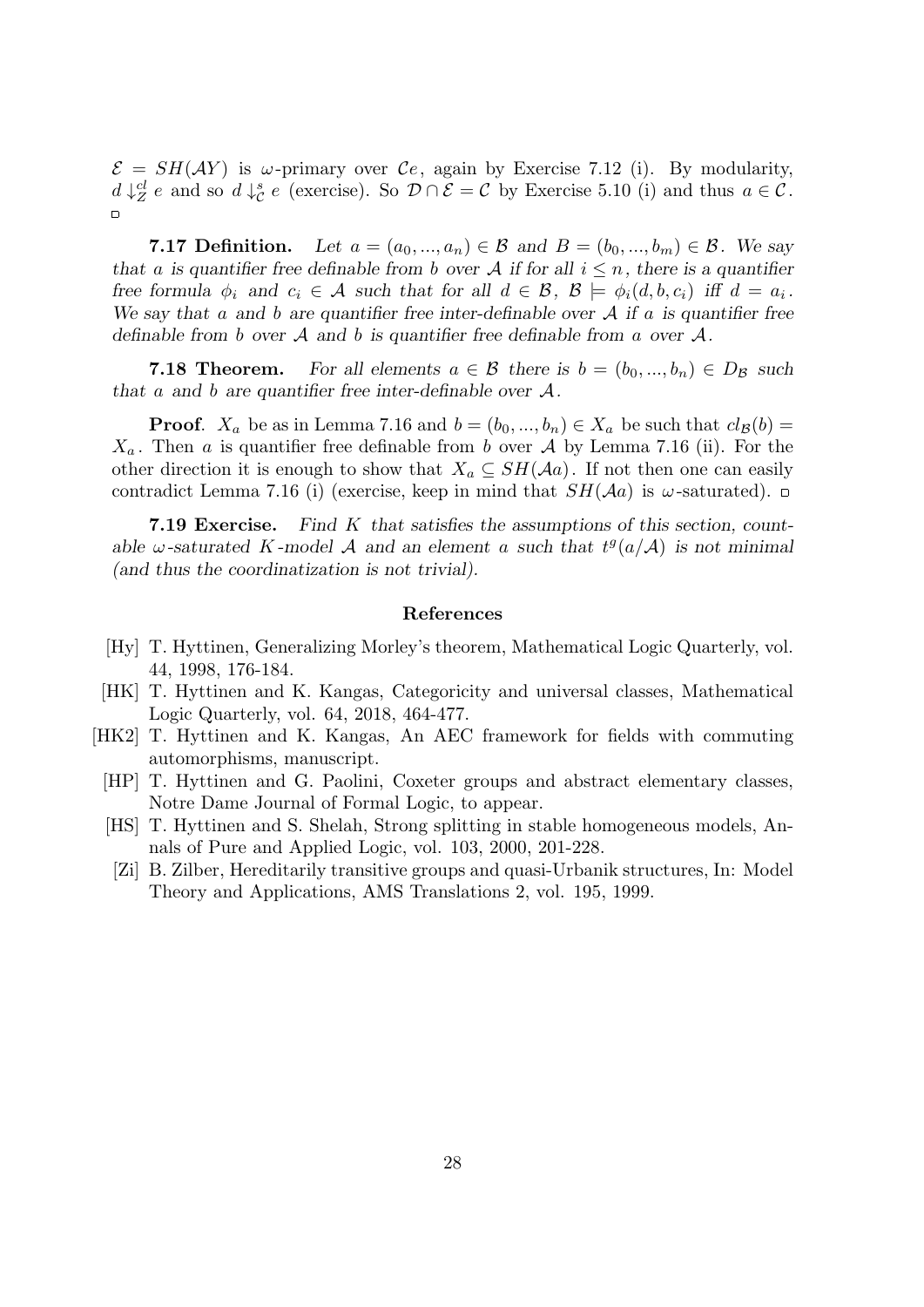$\mathcal{E} = SH(\mathcal{A}Y)$ is $\omega$-primary over $\mathcal{C}e$, again by Exercise 7.12 (i). By modularity, $d \downarrow^{cl}_{Z} e$ and so $d \downarrow^{s}_{\mathcal{C}} e$ (exercise). So $\mathcal{D} \cap \mathcal{E} = \mathcal{C}$ by Exercise 5.10 (i) and thus $a \in \mathcal{C}$. □

**7.17 Definition.** *Let $a = (a_0, ..., a_n) \in \mathcal{B}$ and $B = (b_0, ..., b_m) \in \mathcal{B}$. We say that $a$ is quantifier free definable from $b$ over $\mathcal{A}$ if for all $i \leq n$, there is a quantifier free formula $\phi_i$ and $c_i \in \mathcal{A}$ such that for all $d \in \mathcal{B}$, $\mathcal{B} \models \phi_i(d, b, c_i)$ iff $d = a_i$. We say that $a$ and $b$ are quantifier free inter-definable over $\mathcal{A}$ if $a$ is quantifier free definable from $b$ over $\mathcal{A}$ and $b$ is quantifier free definable from $a$ over $\mathcal{A}$.*

**7.18 Theorem.** *For all elements $a \in \mathcal{B}$ there is $b = (b_0, ..., b_n) \in D_{\mathcal{B}}$ such that $a$ and $b$ are quantifier free inter-definable over $\mathcal{A}$.*

**Proof**. $X_a$ be as in Lemma 7.16 and $b = (b_0, ..., b_n) \in X_a$ be such that $cl_{\mathcal{B}}(b) = X_a$. Then $a$ is quantifier free definable from $b$ over $\mathcal{A}$ by Lemma 7.16 (ii). For the other direction it is enough to show that $X_a \subseteq SH(\mathcal{A}a)$. If not then one can easily contradict Lemma 7.16 (i) (exercise, keep in mind that $SH(\mathcal{A}a)$ is $\omega$-saturated). □

**7.19 Exercise.** *Find $K$ that satisfies the assumptions of this section, countable $\omega$-saturated $K$-model $\mathcal{A}$ and an element $a$ such that $t^g(a/\mathcal{A})$ is not minimal (and thus the coordinatization is not trivial).*

## References

[Hy] T. Hyttinen, Generalizing Morley's theorem, Mathematical Logic Quarterly, vol. 44, 1998, 176-184.

[HK] T. Hyttinen and K. Kangas, Categoricity and universal classes, Mathematical Logic Quarterly, vol. 64, 2018, 464-477.

[HK2] T. Hyttinen and K. Kangas, An AEC framework for fields with commuting automorphisms, manuscript.

[HP] T. Hyttinen and G. Paolini, Coxeter groups and abstract elementary classes, Notre Dame Journal of Formal Logic, to appear.

[HS] T. Hyttinen and S. Shelah, Strong splitting in stable homogeneous models, Annals of Pure and Applied Logic, vol. 103, 2000, 201-228.

[Zi] B. Zilber, Hereditarily transitive groups and quasi-Urbanik structures, In: Model Theory and Applications, AMS Translations 2, vol. 195, 1999.